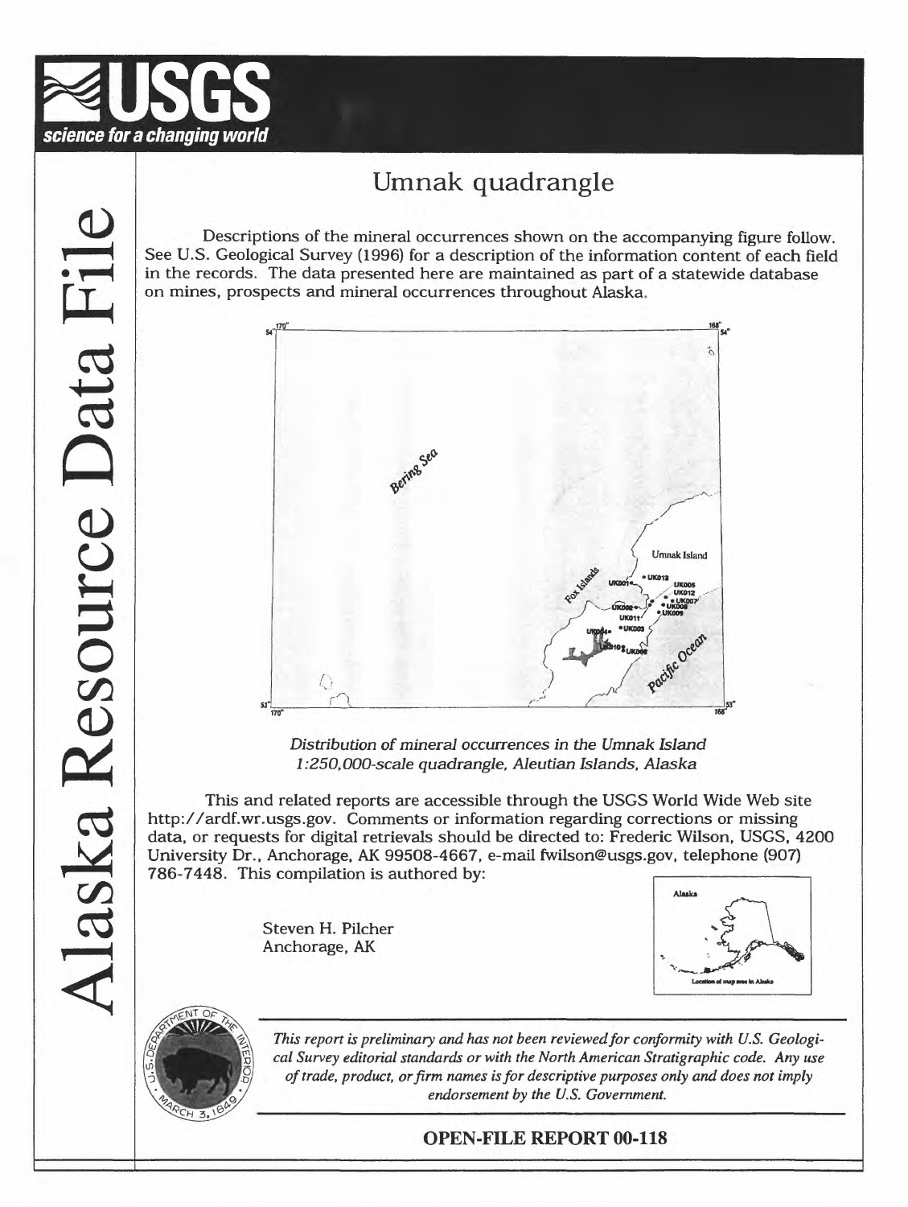# Alaska Resource Data File

## Umnak quadrangle

Descriptions of the mineral occurrences shown on the accompanying figure follow. See U.S. Geological Survey (1996) for a description of the information content of each field in the records. The data presented here are maintained as part of a statewide database on mines, prospects and mineral occurrences throughout Alaska.

*Distribution of mineral occurrences in the Umnak Island 1:250,000-scale quadrangle, Aleutian Islands, Alaska*

This and related reports are accessible through the USGS World Wide Web site http://ardf.wr.usgs.gov. Comments or information regarding corrections or missing data, or requests for digital retrievals should be directed to: Frederic Wilson, USGS, 4200 University Dr., Anchorage, AK 99508-4667, e-mail fwilson@usgs.gov, telephone (907) 786-7448. This compilation is authored by:

Steven H. Pilcher
Anchorage, AK

*This report is preliminary and has not been reviewed for conformity with U.S. Geological Survey editorial standards or with the North American Stratigraphic code. Any use of trade, product, or firm names is for descriptive purposes only and does not imply endorsement by the U.S. Government.*

**OPEN-FILE REPORT 00-118**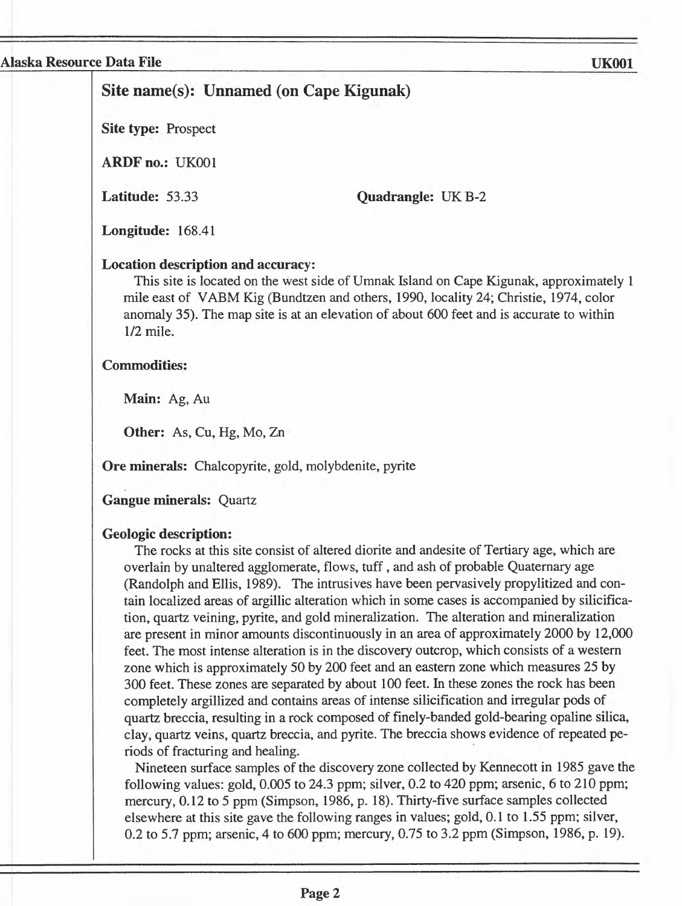## Site name(s): Unnamed (on Cape Kigunak)

**Site type:** Prospect

**ARDF no.:** UK001

**Latitude:** 53.33

**Quadrangle:** UK B-2

**Longitude:** 168.41

### Location description and accuracy:

This site is located on the west side of Umnak Island on Cape Kigunak, approximately 1 mile east of VABM Kig (Bundtzen and others, 1990, locality 24; Christie, 1974, color anomaly 35). The map site is at an elevation of about 600 feet and is accurate to within 1/2 mile.

### Commodities:

**Main:** Ag, Au

**Other:** As, Cu, Hg, Mo, Zn

**Ore minerals:** Chalcopyrite, gold, molybdenite, pyrite

**Gangue minerals:** Quartz

### Geologic description:

The rocks at this site consist of altered diorite and andesite of Tertiary age, which are overlain by unaltered agglomerate, flows, tuff , and ash of probable Quaternary age (Randolph and Ellis, 1989). The intrusives have been pervasively propylitized and contain localized areas of argillic alteration which in some cases is accompanied by silicification, quartz veining, pyrite, and gold mineralization. The alteration and mineralization are present in minor amounts discontinuously in an area of approximately 2000 by 12,000 feet. The most intense alteration is in the discovery outcrop, which consists of a western zone which is approximately 50 by 200 feet and an eastern zone which measures 25 by 300 feet. These zones are separated by about 100 feet. In these zones the rock has been completely argillized and contains areas of intense silicification and irregular pods of quartz breccia, resulting in a rock composed of finely-banded gold-bearing opaline silica, clay, quartz veins, quartz breccia, and pyrite. The breccia shows evidence of repeated periods of fracturing and healing.

Nineteen surface samples of the discovery zone collected by Kennecott in 1985 gave the following values: gold, 0.005 to 24.3 ppm; silver, 0.2 to 420 ppm; arsenic, 6 to 210 ppm; mercury, 0.12 to 5 ppm (Simpson, 1986, p. 18). Thirty-five surface samples collected elsewhere at this site gave the following ranges in values; gold, 0.1 to 1.55 ppm; silver, 0.2 to 5.7 ppm; arsenic, 4 to 600 ppm; mercury, 0.75 to 3.2 ppm (Simpson, 1986, p. 19).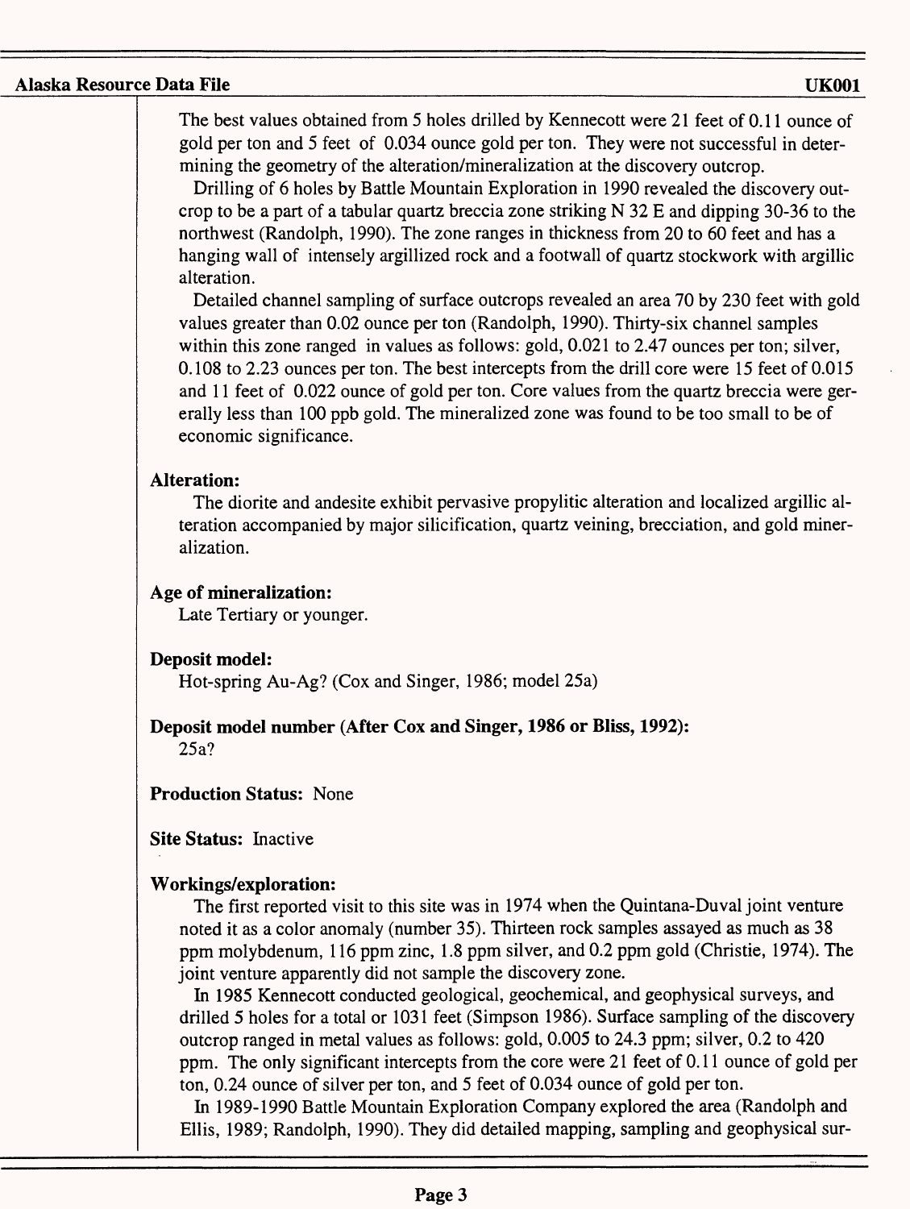The best values obtained from 5 holes drilled by Kennecott were 21 feet of 0.11 ounce of gold per ton and 5 feet of 0.034 ounce gold per ton. They were not successful in determining the geometry of the alteration/mineralization at the discovery outcrop.

Drilling of 6 holes by Battle Mountain Exploration in 1990 revealed the discovery outcrop to be a part of a tabular quartz breccia zone striking N 32 E and dipping 30-36 to the northwest (Randolph, 1990). The zone ranges in thickness from 20 to 60 feet and has a hanging wall of intensely argillized rock and a footwall of quartz stockwork with argillic alteration.

Detailed channel sampling of surface outcrops revealed an area 70 by 230 feet with gold values greater than 0.02 ounce per ton (Randolph, 1990). Thirty-six channel samples within this zone ranged in values as follows: gold, 0.021 to 2.47 ounces per ton; silver, 0.108 to 2.23 ounces per ton. The best intercepts from the drill core were 15 feet of 0.015 and 11 feet of 0.022 ounce of gold per ton. Core values from the quartz breccia were gererally less than 100 ppb gold. The mineralized zone was found to be too small to be of economic significance.

**Alteration:**

The diorite and andesite exhibit pervasive propylitic alteration and localized argillic alteration accompanied by major silicification, quartz veining, brecciation, and gold mineralization.

**Age of mineralization:**

Late Tertiary or younger.

**Deposit model:**

Hot-spring Au-Ag? (Cox and Singer, 1986; model 25a)

**Deposit model number (After Cox and Singer, 1986 or Bliss, 1992):**

25a?

**Production Status:** None

**Site Status:** Inactive

**Workings/exploration:**

The first reported visit to this site was in 1974 when the Quintana-Duval joint venture noted it as a color anomaly (number 35). Thirteen rock samples assayed as much as 38 ppm molybdenum, 116 ppm zinc, 1.8 ppm silver, and 0.2 ppm gold (Christie, 1974). The joint venture apparently did not sample the discovery zone.

In 1985 Kennecott conducted geological, geochemical, and geophysical surveys, and drilled 5 holes for a total or 1031 feet (Simpson 1986). Surface sampling of the discovery outcrop ranged in metal values as follows: gold, 0.005 to 24.3 ppm; silver, 0.2 to 420 ppm. The only significant intercepts from the core were 21 feet of 0.11 ounce of gold per ton, 0.24 ounce of silver per ton, and 5 feet of 0.034 ounce of gold per ton.

In 1989-1990 Battle Mountain Exploration Company explored the area (Randolph and Ellis, 1989; Randolph, 1990). They did detailed mapping, sampling and geophysical sur-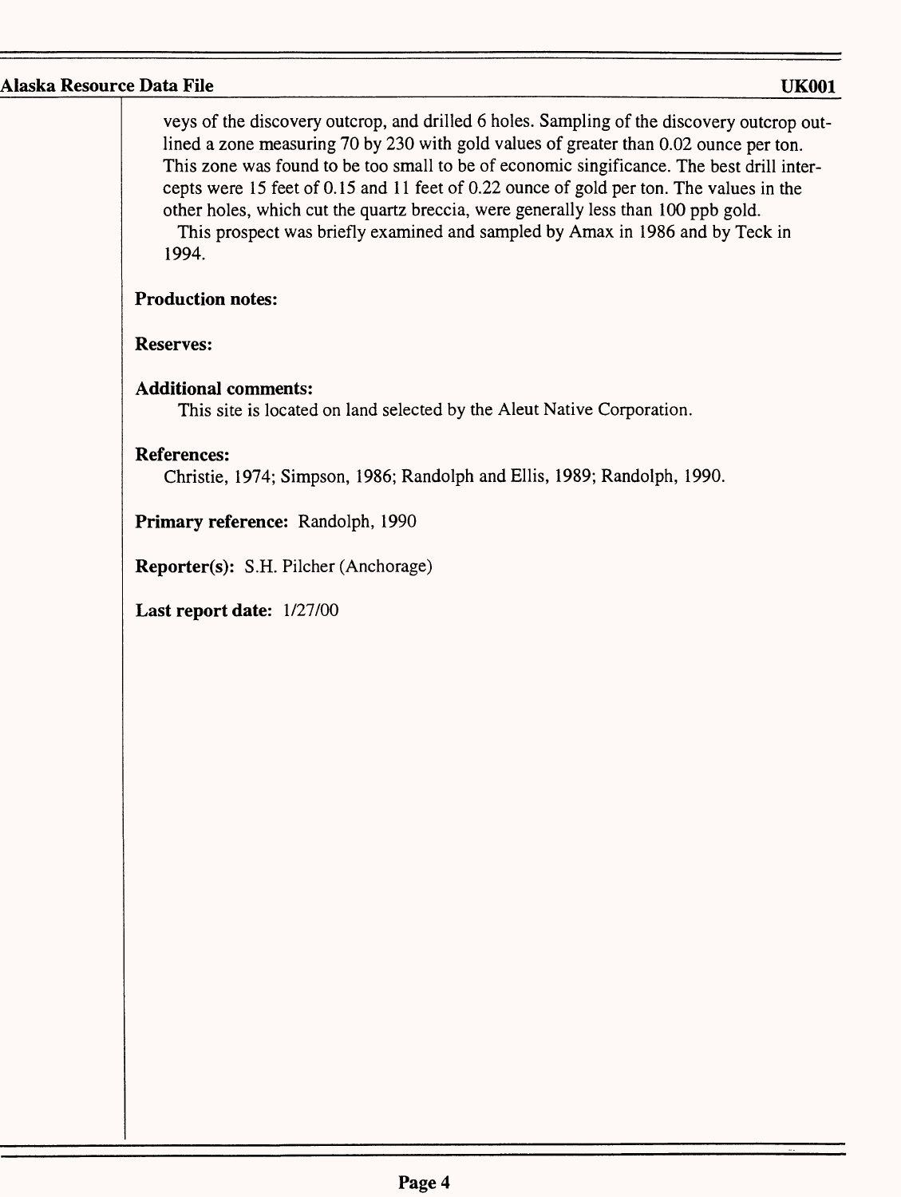veys of the discovery outcrop, and drilled 6 holes. Sampling of the discovery outcrop outlined a zone measuring 70 by 230 with gold values of greater than 0.02 ounce per ton. This zone was found to be too small to be of economic singificance. The best drill intercepts were 15 feet of 0.15 and 11 feet of 0.22 ounce of gold per ton. The values in the other holes, which cut the quartz breccia, were generally less than 100 ppb gold.

This prospect was briefly examined and sampled by Amax in 1986 and by Teck in 1994.

**Production notes:**

**Reserves:**

**Additional comments:**

This site is located on land selected by the Aleut Native Corporation.

**References:**

Christie, 1974; Simpson, 1986; Randolph and Ellis, 1989; Randolph, 1990.

**Primary reference:** Randolph, 1990

**Reporter(s):** S.H. Pilcher (Anchorage)

**Last report date:** 1/27/00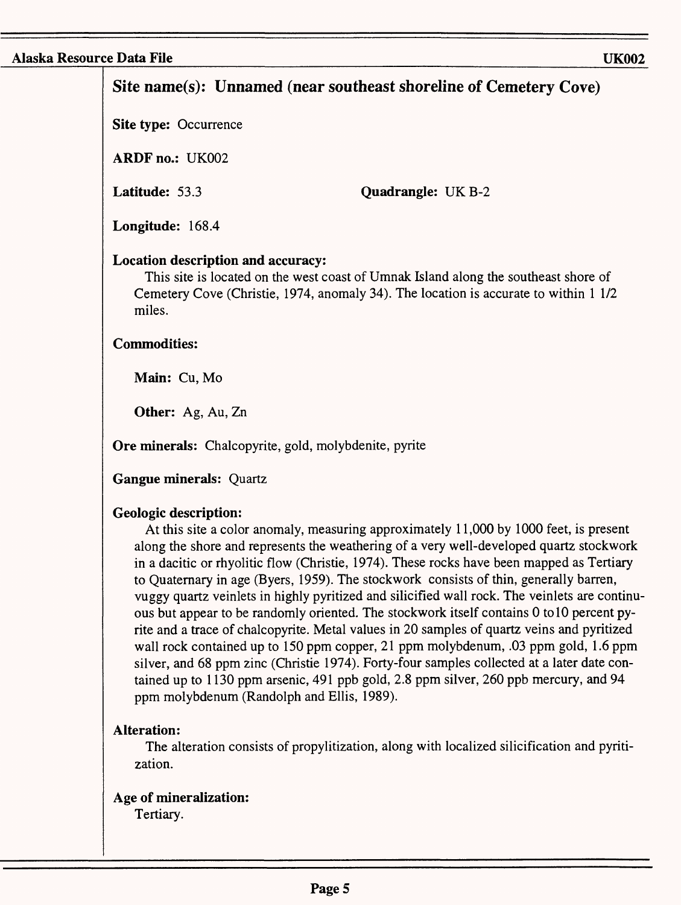## Site name(s): Unnamed (near southeast shoreline of Cemetery Cove)

**Site type:** Occurrence

**ARDF no.:** UK002

**Latitude:** 53.3

**Quadrangle:** UK B-2

**Longitude:** 168.4

**Location description and accuracy:**

This site is located on the west coast of Umnak Island along the southeast shore of Cemetery Cove (Christie, 1974, anomaly 34). The location is accurate to within 1 1/2 miles.

**Commodities:**

**Main:** Cu, Mo

**Other:** Ag, Au, Zn

**Ore minerals:** Chalcopyrite, gold, molybdenite, pyrite

**Gangue minerals:** Quartz

**Geologic description:**

At this site a color anomaly, measuring approximately 11,000 by 1000 feet, is present along the shore and represents the weathering of a very well-developed quartz stockwork in a dacitic or rhyolitic flow (Christie, 1974). These rocks have been mapped as Tertiary to Quaternary in age (Byers, 1959). The stockwork consists of thin, generally barren, vuggy quartz veinlets in highly pyritized and silicified wall rock. The veinlets are continuous but appear to be randomly oriented. The stockwork itself contains 0 to10 percent pyrite and a trace of chalcopyrite. Metal values in 20 samples of quartz veins and pyritized wall rock contained up to 150 ppm copper, 21 ppm molybdenum, .03 ppm gold, 1.6 ppm silver, and 68 ppm zinc (Christie 1974). Forty-four samples collected at a later date contained up to 1130 ppm arsenic, 491 ppb gold, 2.8 ppm silver, 260 ppb mercury, and 94 ppm molybdenum (Randolph and Ellis, 1989).

**Alteration:**

The alteration consists of propylitization, along with localized silicification and pyritization.

**Age of mineralization:**

Tertiary.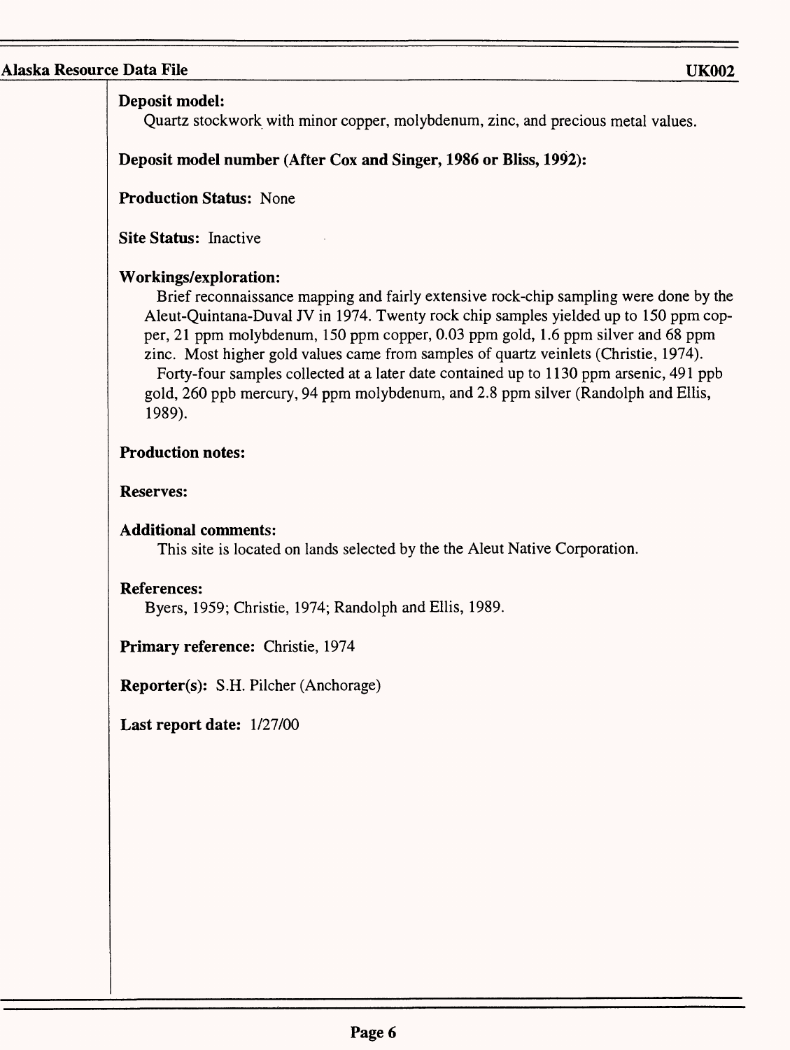**Deposit model:**
Quartz stockwork with minor copper, molybdenum, zinc, and precious metal values.

**Deposit model number (After Cox and Singer, 1986 or Bliss, 1992):**

**Production Status:** None

**Site Status:** Inactive

**Workings/exploration:**
Brief reconnaissance mapping and fairly extensive rock-chip sampling were done by the Aleut-Quintana-Duval JV in 1974. Twenty rock chip samples yielded up to 150 ppm copper, 21 ppm molybdenum, 150 ppm copper, 0.03 ppm gold, 1.6 ppm silver and 68 ppm zinc. Most higher gold values came from samples of quartz veinlets (Christie, 1974).
Forty-four samples collected at a later date contained up to 1130 ppm arsenic, 491 ppb gold, 260 ppb mercury, 94 ppm molybdenum, and 2.8 ppm silver (Randolph and Ellis, 1989).

**Production notes:**

**Reserves:**

**Additional comments:**
This site is located on lands selected by the the Aleut Native Corporation.

**References:**
Byers, 1959; Christie, 1974; Randolph and Ellis, 1989.

**Primary reference:** Christie, 1974

**Reporter(s):** S.H. Pilcher (Anchorage)

**Last report date:** 1/27/00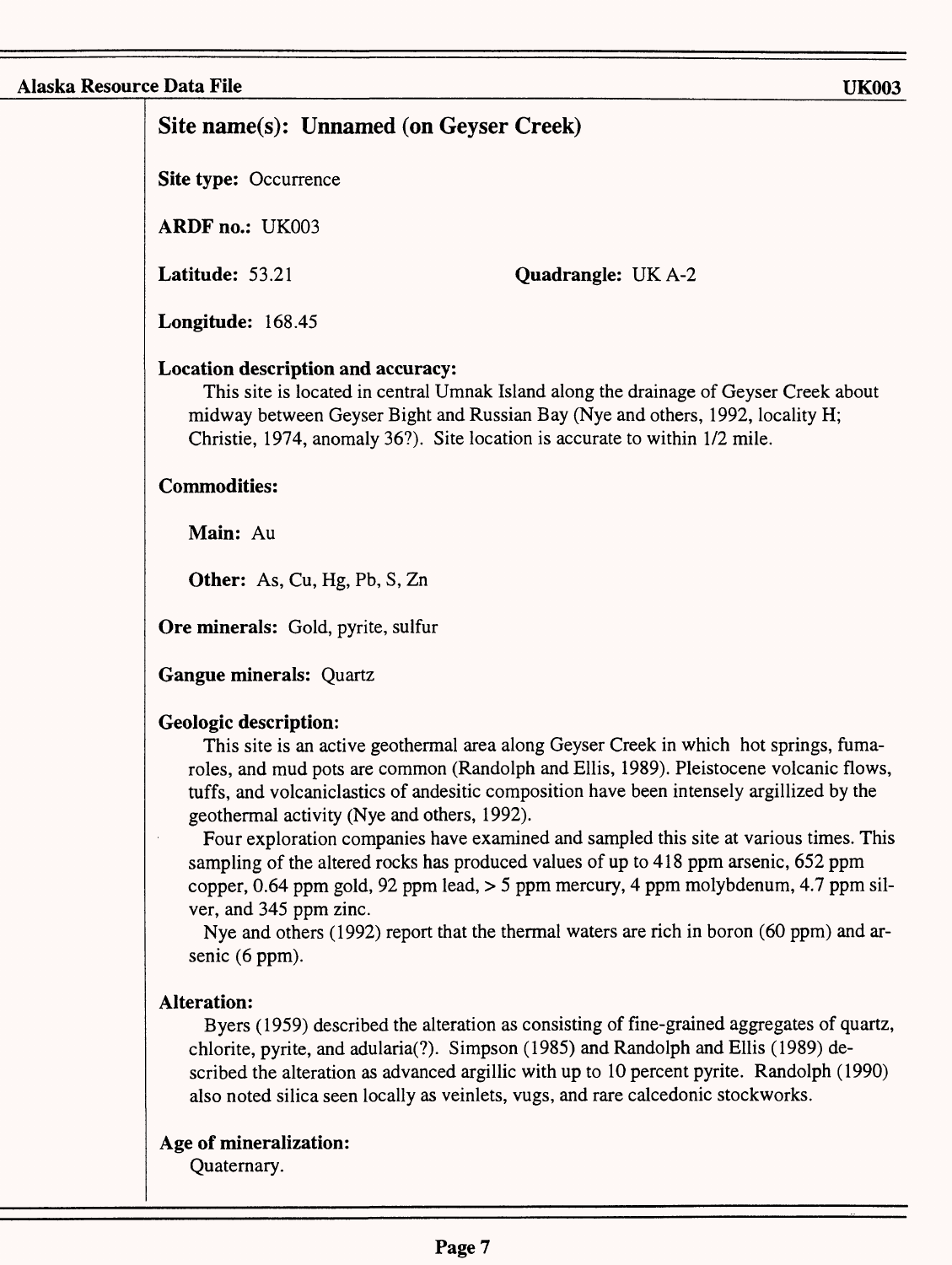## Site name(s): Unnamed (on Geyser Creek)

**Site type:** Occurrence

**ARDF no.:** UK003

**Latitude:** 53.21

**Quadrangle:** UK A-2

**Longitude:** 168.45

**Location description and accuracy:**

This site is located in central Umnak Island along the drainage of Geyser Creek about midway between Geyser Bight and Russian Bay (Nye and others, 1992, locality H; Christie, 1974, anomaly 36?). Site location is accurate to within 1/2 mile.

**Commodities:**

**Main:** Au

**Other:** As, Cu, Hg, Pb, S, Zn

**Ore minerals:** Gold, pyrite, sulfur

**Gangue minerals:** Quartz

**Geologic description:**

This site is an active geothermal area along Geyser Creek in which hot springs, fumaroles, and mud pots are common (Randolph and Ellis, 1989). Pleistocene volcanic flows, tuffs, and volcaniclastics of andesitic composition have been intensely argillized by the geothermal activity (Nye and others, 1992).

Four exploration companies have examined and sampled this site at various times. This sampling of the altered rocks has produced values of up to 418 ppm arsenic, 652 ppm copper, 0.64 ppm gold, 92 ppm lead, > 5 ppm mercury, 4 ppm molybdenum, 4.7 ppm silver, and 345 ppm zinc.

Nye and others (1992) report that the thermal waters are rich in boron (60 ppm) and arsenic (6 ppm).

**Alteration:**

Byers (1959) described the alteration as consisting of fine-grained aggregates of quartz, chlorite, pyrite, and adularia(?). Simpson (1985) and Randolph and Ellis (1989) described the alteration as advanced argillic with up to 10 percent pyrite. Randolph (1990) also noted silica seen locally as veinlets, vugs, and rare calcedonic stockworks.

**Age of mineralization:**

Quaternary.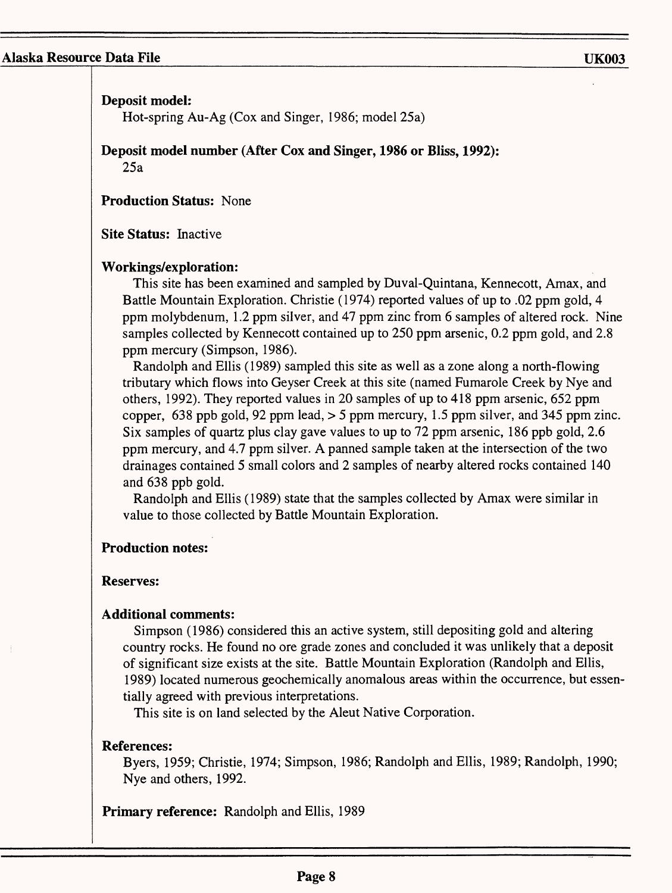**Deposit model:**
Hot-spring Au-Ag (Cox and Singer, 1986; model 25a)

**Deposit model number (After Cox and Singer, 1986 or Bliss, 1992):**
25a

**Production Status:** None

**Site Status:** Inactive

**Workings/exploration:**

This site has been examined and sampled by Duval-Quintana, Kennecott, Amax, and Battle Mountain Exploration. Christie (1974) reported values of up to .02 ppm gold, 4 ppm molybdenum, 1.2 ppm silver, and 47 ppm zinc from 6 samples of altered rock. Nine samples collected by Kennecott contained up to 250 ppm arsenic, 0.2 ppm gold, and 2.8 ppm mercury (Simpson, 1986).

Randolph and Ellis (1989) sampled this site as well as a zone along a north-flowing tributary which flows into Geyser Creek at this site (named Fumarole Creek by Nye and others, 1992). They reported values in 20 samples of up to 418 ppm arsenic, 652 ppm copper, 638 ppb gold, 92 ppm lead, > 5 ppm mercury, 1.5 ppm silver, and 345 ppm zinc. Six samples of quartz plus clay gave values to up to 72 ppm arsenic, 186 ppb gold, 2.6 ppm mercury, and 4.7 ppm silver. A panned sample taken at the intersection of the two drainages contained 5 small colors and 2 samples of nearby altered rocks contained 140 and 638 ppb gold.

Randolph and Ellis (1989) state that the samples collected by Amax were similar in value to those collected by Battle Mountain Exploration.

**Production notes:**

**Reserves:**

**Additional comments:**

Simpson (1986) considered this an active system, still depositing gold and altering country rocks. He found no ore grade zones and concluded it was unlikely that a deposit of significant size exists at the site. Battle Mountain Exploration (Randolph and Ellis, 1989) located numerous geochemically anomalous areas within the occurrence, but essentially agreed with previous interpretations.

This site is on land selected by the Aleut Native Corporation.

**References:**
Byers, 1959; Christie, 1974; Simpson, 1986; Randolph and Ellis, 1989; Randolph, 1990; Nye and others, 1992.

**Primary reference:** Randolph and Ellis, 1989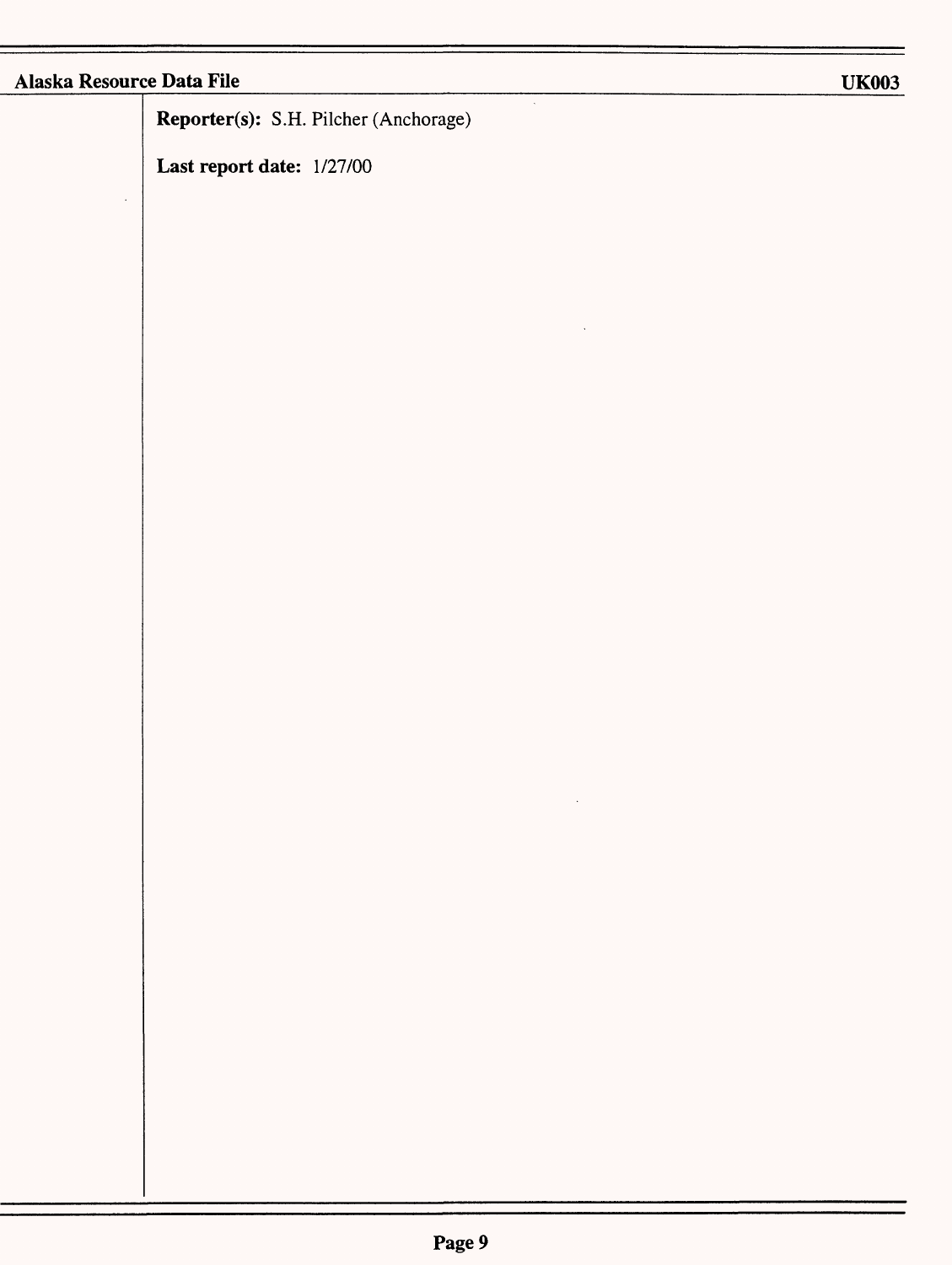**Reporter(s):** S.H. Pilcher (Anchorage)

**Last report date:** 1/27/00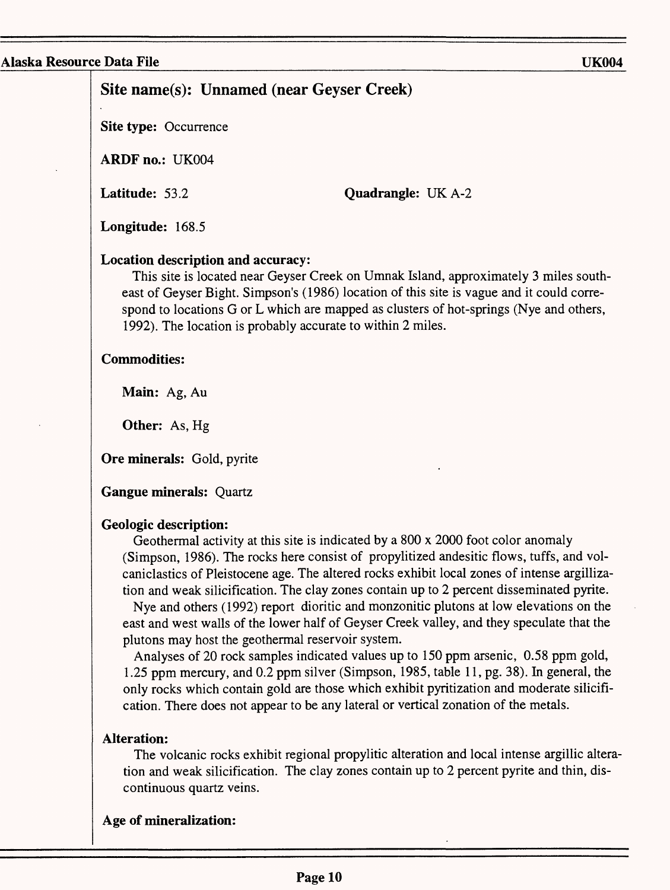## Site name(s): Unnamed (near Geyser Creek)

**Site type:** Occurrence

**ARDF no.:** UK004

**Latitude:** 53.2

**Quadrangle:** UK A-2

**Longitude:** 168.5

### Location description and accuracy:

This site is located near Geyser Creek on Umnak Island, approximately 3 miles southeast of Geyser Bight. Simpson's (1986) location of this site is vague and it could correspond to locations G or L which are mapped as clusters of hot-springs (Nye and others, 1992). The location is probably accurate to within 2 miles.

### Commodities:

**Main:** Ag, Au

**Other:** As, Hg

**Ore minerals:** Gold, pyrite

**Gangue minerals:** Quartz

### Geologic description:

Geothermal activity at this site is indicated by a 800 x 2000 foot color anomaly (Simpson, 1986). The rocks here consist of propylitized andesitic flows, tuffs, and volcaniclastics of Pleistocene age. The altered rocks exhibit local zones of intense argillization and weak silicification. The clay zones contain up to 2 percent disseminated pyrite.

Nye and others (1992) report dioritic and monzonitic plutons at low elevations on the east and west walls of the lower half of Geyser Creek valley, and they speculate that the plutons may host the geothermal reservoir system.

Analyses of 20 rock samples indicated values up to 150 ppm arsenic, 0.58 ppm gold, 1.25 ppm mercury, and 0.2 ppm silver (Simpson, 1985, table 11, pg. 38). In general, the only rocks which contain gold are those which exhibit pyritization and moderate silicification. There does not appear to be any lateral or vertical zonation of the metals.

### Alteration:

The volcanic rocks exhibit regional propylitic alteration and local intense argillic alteration and weak silicification. The clay zones contain up to 2 percent pyrite and thin, discontinuous quartz veins.

### Age of mineralization: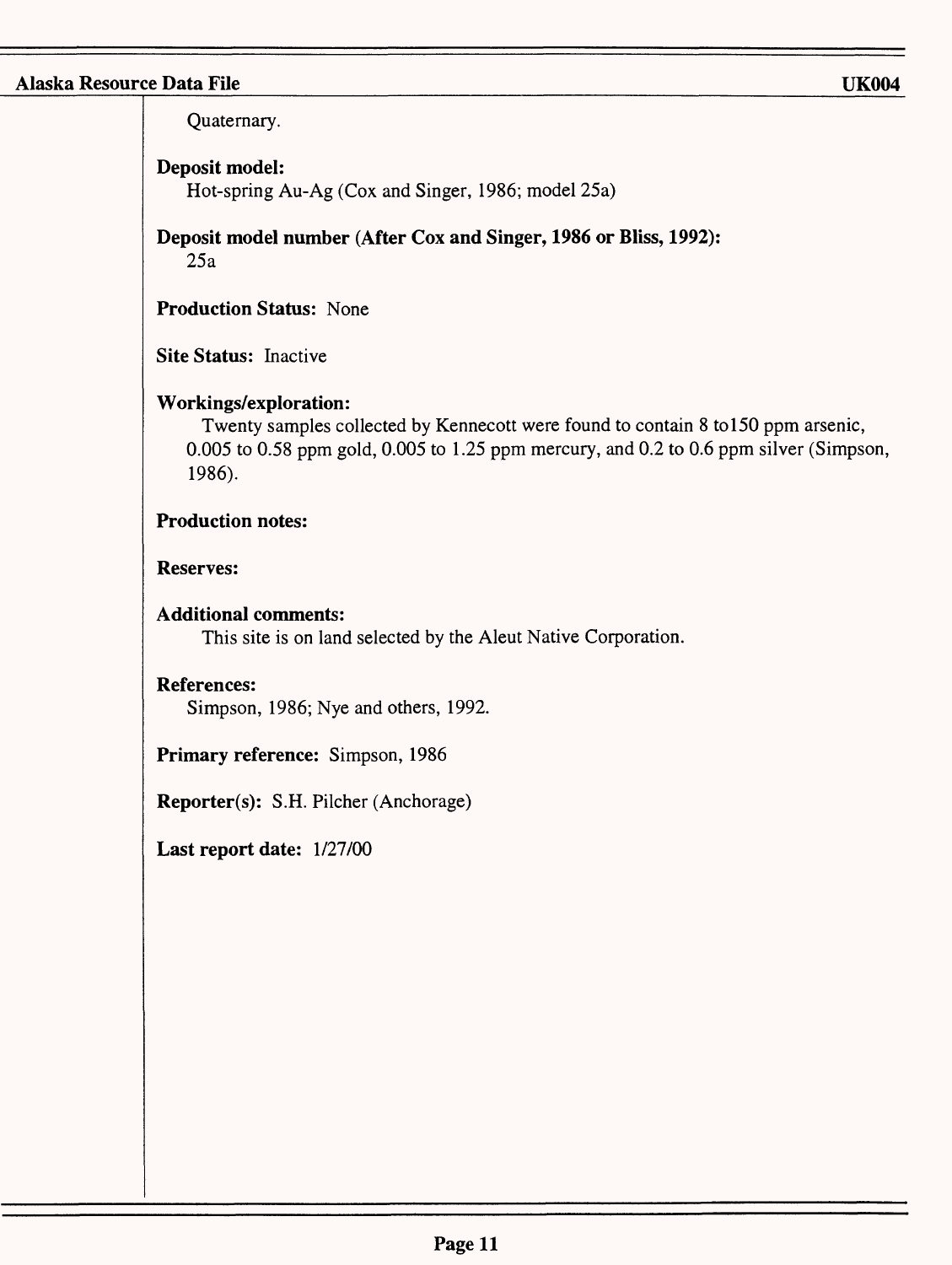Quaternary.

**Deposit model:**
Hot-spring Au-Ag (Cox and Singer, 1986; model 25a)

**Deposit model number (After Cox and Singer, 1986 or Bliss, 1992):**
25a

**Production Status:** None

**Site Status:** Inactive

**Workings/exploration:**
Twenty samples collected by Kennecott were found to contain 8 to150 ppm arsenic, 0.005 to 0.58 ppm gold, 0.005 to 1.25 ppm mercury, and 0.2 to 0.6 ppm silver (Simpson, 1986).

**Production notes:**

**Reserves:**

**Additional comments:**
This site is on land selected by the Aleut Native Corporation.

**References:**
Simpson, 1986; Nye and others, 1992.

**Primary reference:** Simpson, 1986

**Reporter(s):** S.H. Pilcher (Anchorage)

**Last report date:** 1/27/00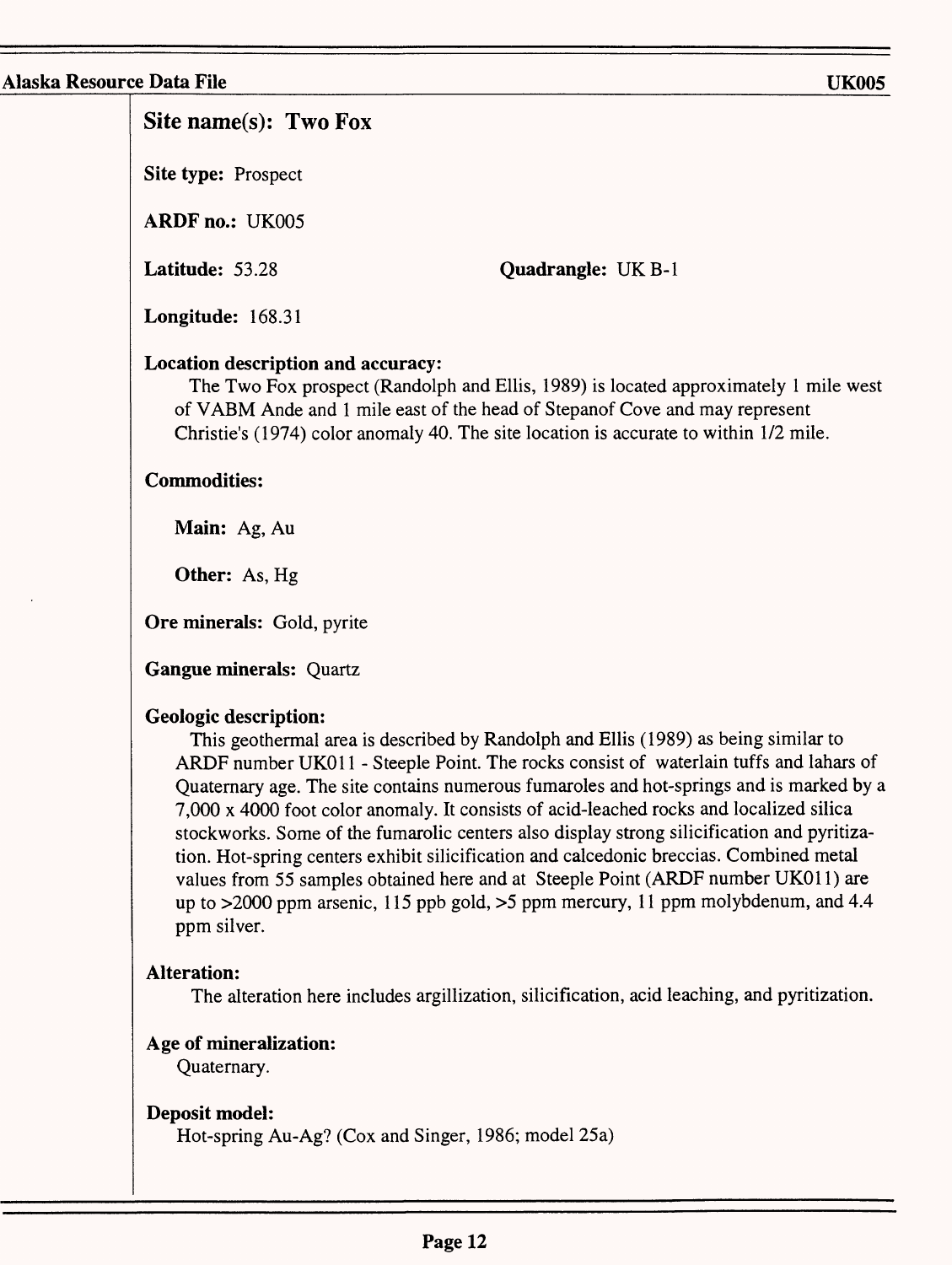## Site name(s): Two Fox

**Site type:** Prospect

**ARDF no.:** UK005

**Latitude:** 53.28

**Quadrangle:** UK B-1

**Longitude:** 168.31

**Location description and accuracy:**

The Two Fox prospect (Randolph and Ellis, 1989) is located approximately 1 mile west of VABM Ande and 1 mile east of the head of Stepanof Cove and may represent Christie's (1974) color anomaly 40. The site location is accurate to within 1/2 mile.

**Commodities:**

**Main:** Ag, Au

**Other:** As, Hg

**Ore minerals:** Gold, pyrite

**Gangue minerals:** Quartz

**Geologic description:**

This geothermal area is described by Randolph and Ellis (1989) as being similar to ARDF number UK011 - Steeple Point. The rocks consist of waterlain tuffs and lahars of Quaternary age. The site contains numerous fumaroles and hot-springs and is marked by a 7,000 x 4000 foot color anomaly. It consists of acid-leached rocks and localized silica stockworks. Some of the fumarolic centers also display strong silicification and pyritization. Hot-spring centers exhibit silicification and calcedonic breccias. Combined metal values from 55 samples obtained here and at Steeple Point (ARDF number UK011) are up to >2000 ppm arsenic, 115 ppb gold, >5 ppm mercury, 11 ppm molybdenum, and 4.4 ppm silver.

**Alteration:**

The alteration here includes argillization, silicification, acid leaching, and pyritization.

**Age of mineralization:**

Quaternary.

**Deposit model:**

Hot-spring Au-Ag? (Cox and Singer, 1986; model 25a)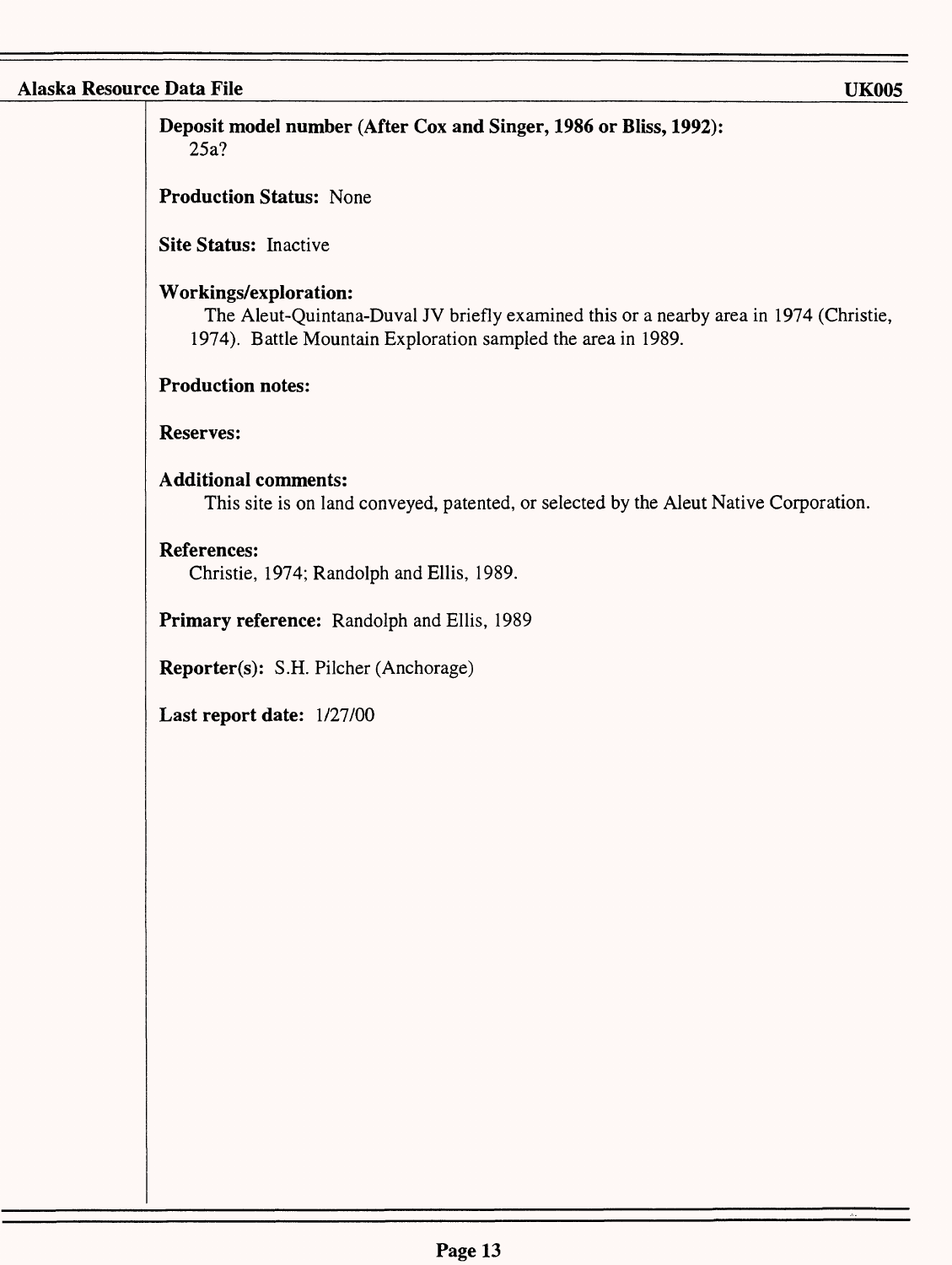**Deposit model number (After Cox and Singer, 1986 or Bliss, 1992):**
25a?

**Production Status:** None

**Site Status:** Inactive

**Workings/exploration:**
The Aleut-Quintana-Duval JV briefly examined this or a nearby area in 1974 (Christie, 1974). Battle Mountain Exploration sampled the area in 1989.

**Production notes:**

**Reserves:**

**Additional comments:**
This site is on land conveyed, patented, or selected by the Aleut Native Corporation.

**References:**
Christie, 1974; Randolph and Ellis, 1989.

**Primary reference:** Randolph and Ellis, 1989

**Reporter(s):** S.H. Pilcher (Anchorage)

**Last report date:** 1/27/00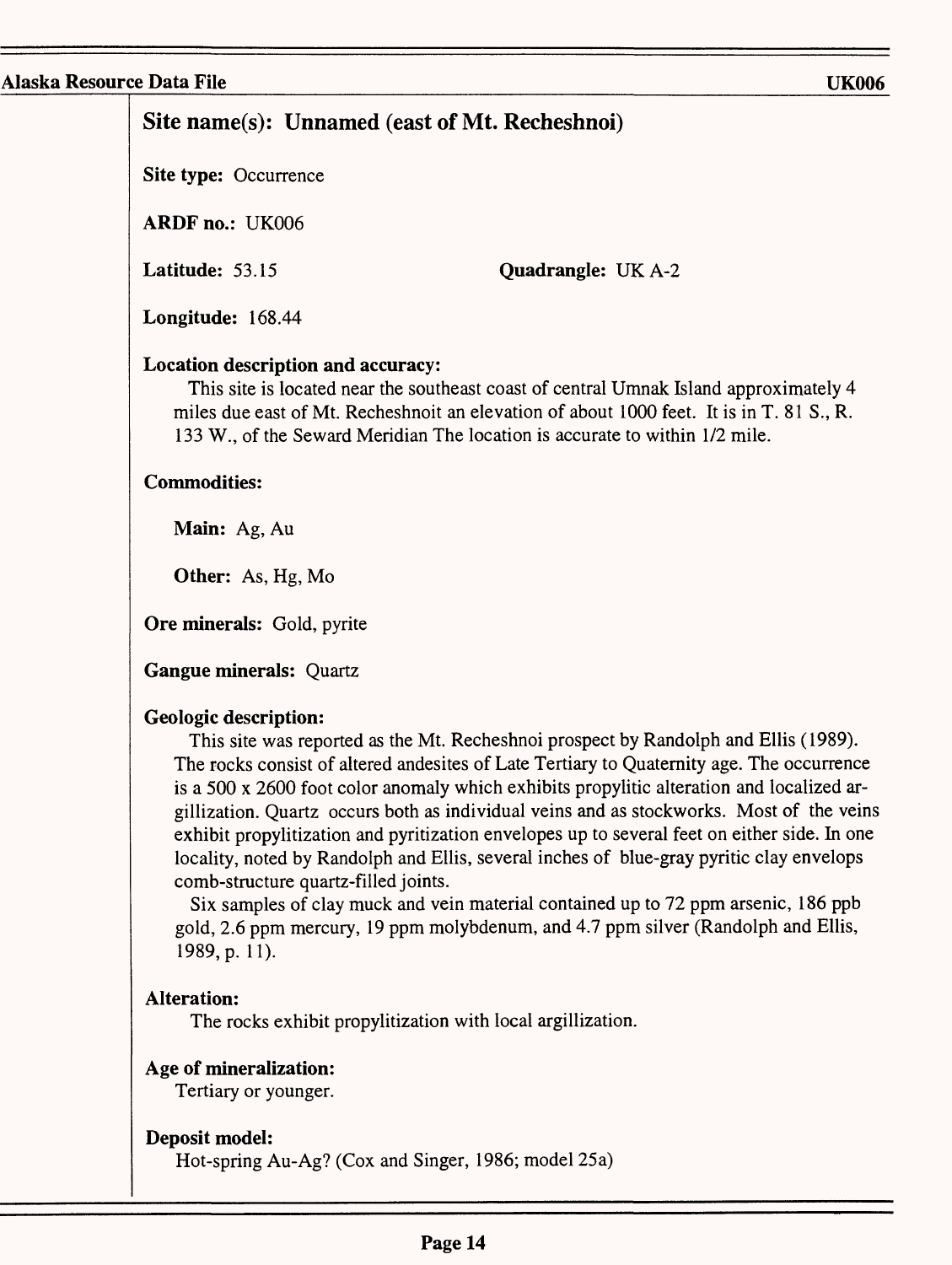## Site name(s): Unnamed (east of Mt. Recheshnoi)

**Site type:** Occurrence

**ARDF no.:** UK006

**Latitude:** 53.15

**Quadrangle:** UK A-2

**Longitude:** 168.44

### Location description and accuracy:

This site is located near the southeast coast of central Umnak Island approximately 4 miles due east of Mt. Recheshnoit an elevation of about 1000 feet. It is in T. 81 S., R. 133 W., of the Seward Meridian The location is accurate to within 1/2 mile.

### Commodities:

**Main:** Ag, Au

**Other:** As, Hg, Mo

**Ore minerals:** Gold, pyrite

**Gangue minerals:** Quartz

### Geologic description:

This site was reported as the Mt. Recheshnoi prospect by Randolph and Ellis (1989). The rocks consist of altered andesites of Late Tertiary to Quaternity age. The occurrence is a 500 x 2600 foot color anomaly which exhibits propylitic alteration and localized argillization. Quartz occurs both as individual veins and as stockworks. Most of the veins exhibit propylitization and pyritization envelopes up to several feet on either side. In one locality, noted by Randolph and Ellis, several inches of blue-gray pyritic clay envelops comb-structure quartz-filled joints.

Six samples of clay muck and vein material contained up to 72 ppm arsenic, 186 ppb gold, 2.6 ppm mercury, 19 ppm molybdenum, and 4.7 ppm silver (Randolph and Ellis, 1989, p. 11).

### Alteration:

The rocks exhibit propylitization with local argillization.

### Age of mineralization:

Tertiary or younger.

### Deposit model:

Hot-spring Au-Ag? (Cox and Singer, 1986; model 25a)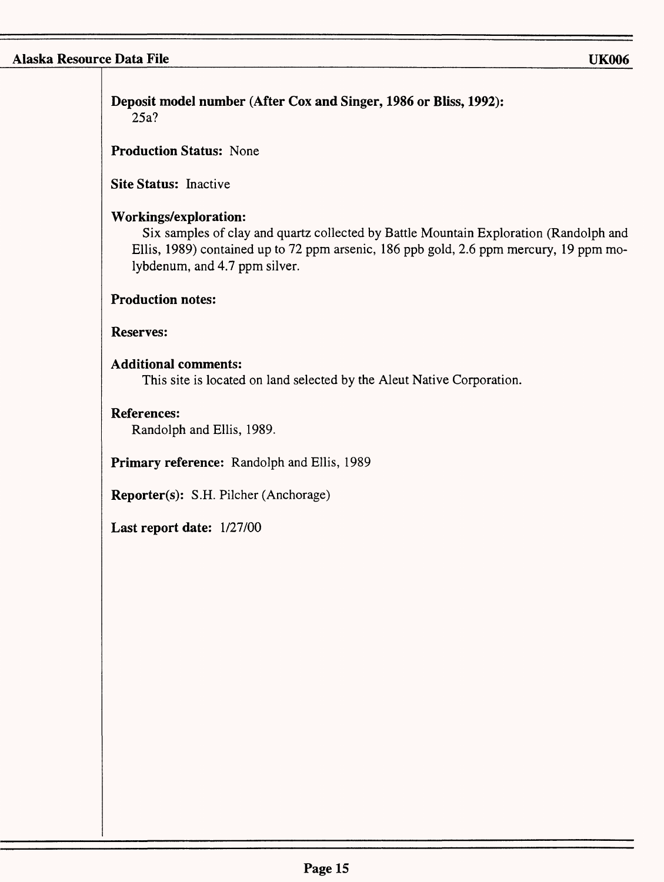**Deposit model number (After Cox and Singer, 1986 or Bliss, 1992):**
25a?

**Production Status:** None

**Site Status:** Inactive

**Workings/exploration:**
Six samples of clay and quartz collected by Battle Mountain Exploration (Randolph and Ellis, 1989) contained up to 72 ppm arsenic, 186 ppb gold, 2.6 ppm mercury, 19 ppm molybdenum, and 4.7 ppm silver.

**Production notes:**

**Reserves:**

**Additional comments:**
This site is located on land selected by the Aleut Native Corporation.

**References:**
Randolph and Ellis, 1989.

**Primary reference:** Randolph and Ellis, 1989

**Reporter(s):** S.H. Pilcher (Anchorage)

**Last report date:** 1/27/00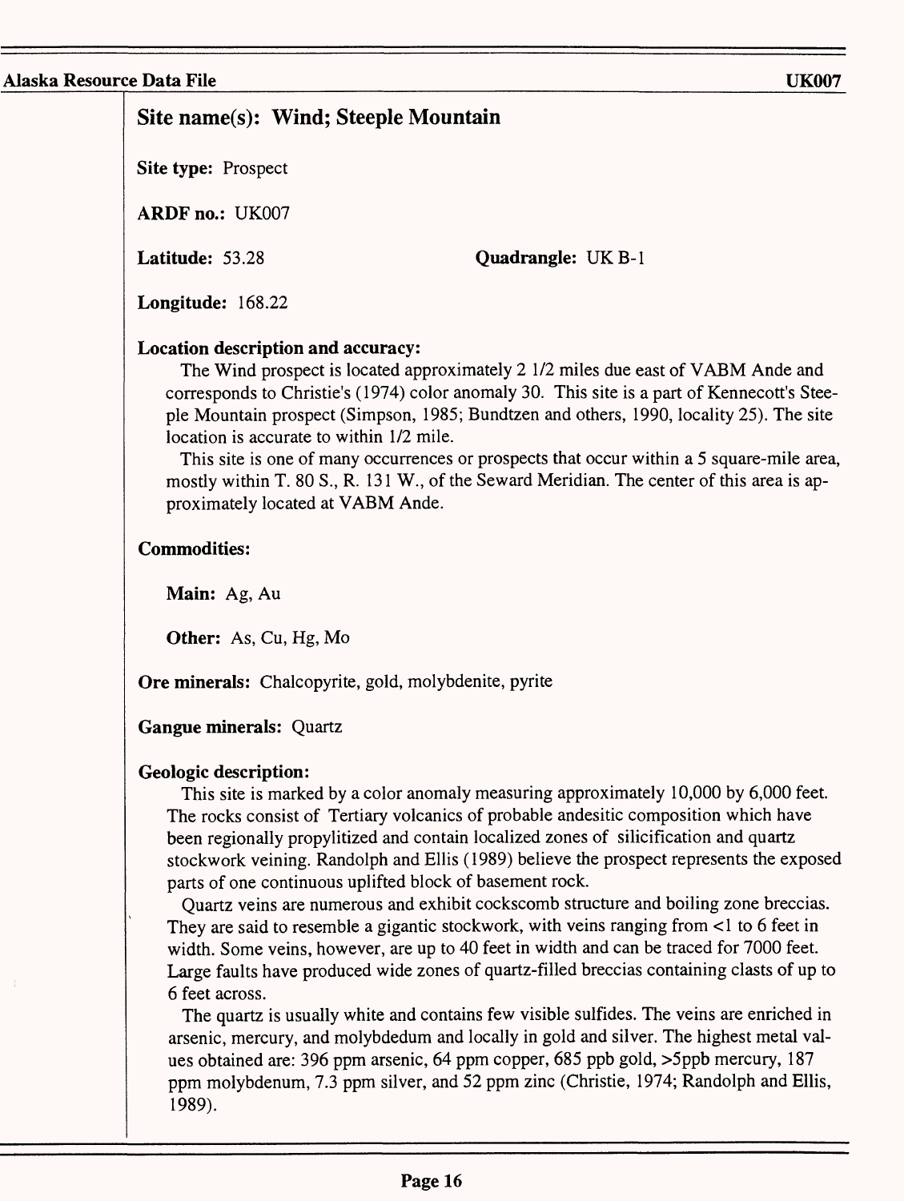## Site name(s): Wind; Steeple Mountain

**Site type:** Prospect

**ARDF no.:** UK007

**Latitude:** 53.28

**Quadrangle:** UK B-1

**Longitude:** 168.22

**Location description and accuracy:**

The Wind prospect is located approximately 2 1/2 miles due east of VABM Ande and corresponds to Christie's (1974) color anomaly 30. This site is a part of Kennecott's Steeple Mountain prospect (Simpson, 1985; Bundtzen and others, 1990, locality 25). The site location is accurate to within 1/2 mile.

This site is one of many occurrences or prospects that occur within a 5 square-mile area, mostly within T. 80 S., R. 131 W., of the Seward Meridian. The center of this area is approximately located at VABM Ande.

**Commodities:**

**Main:** Ag, Au

**Other:** As, Cu, Hg, Mo

**Ore minerals:** Chalcopyrite, gold, molybdenite, pyrite

**Gangue minerals:** Quartz

**Geologic description:**

This site is marked by a color anomaly measuring approximately 10,000 by 6,000 feet. The rocks consist of Tertiary volcanics of probable andesitic composition which have been regionally propylitized and contain localized zones of silicification and quartz stockwork veining. Randolph and Ellis (1989) believe the prospect represents the exposed parts of one continuous uplifted block of basement rock.

Quartz veins are numerous and exhibit cockscomb structure and boiling zone breccias. They are said to resemble a gigantic stockwork, with veins ranging from <1 to 6 feet in width. Some veins, however, are up to 40 feet in width and can be traced for 7000 feet. Large faults have produced wide zones of quartz-filled breccias containing clasts of up to 6 feet across.

The quartz is usually white and contains few visible sulfides. The veins are enriched in arsenic, mercury, and molybdedum and locally in gold and silver. The highest metal values obtained are: 396 ppm arsenic, 64 ppm copper, 685 ppb gold, >5ppb mercury, 187 ppm molybdenum, 7.3 ppm silver, and 52 ppm zinc (Christie, 1974; Randolph and Ellis, 1989).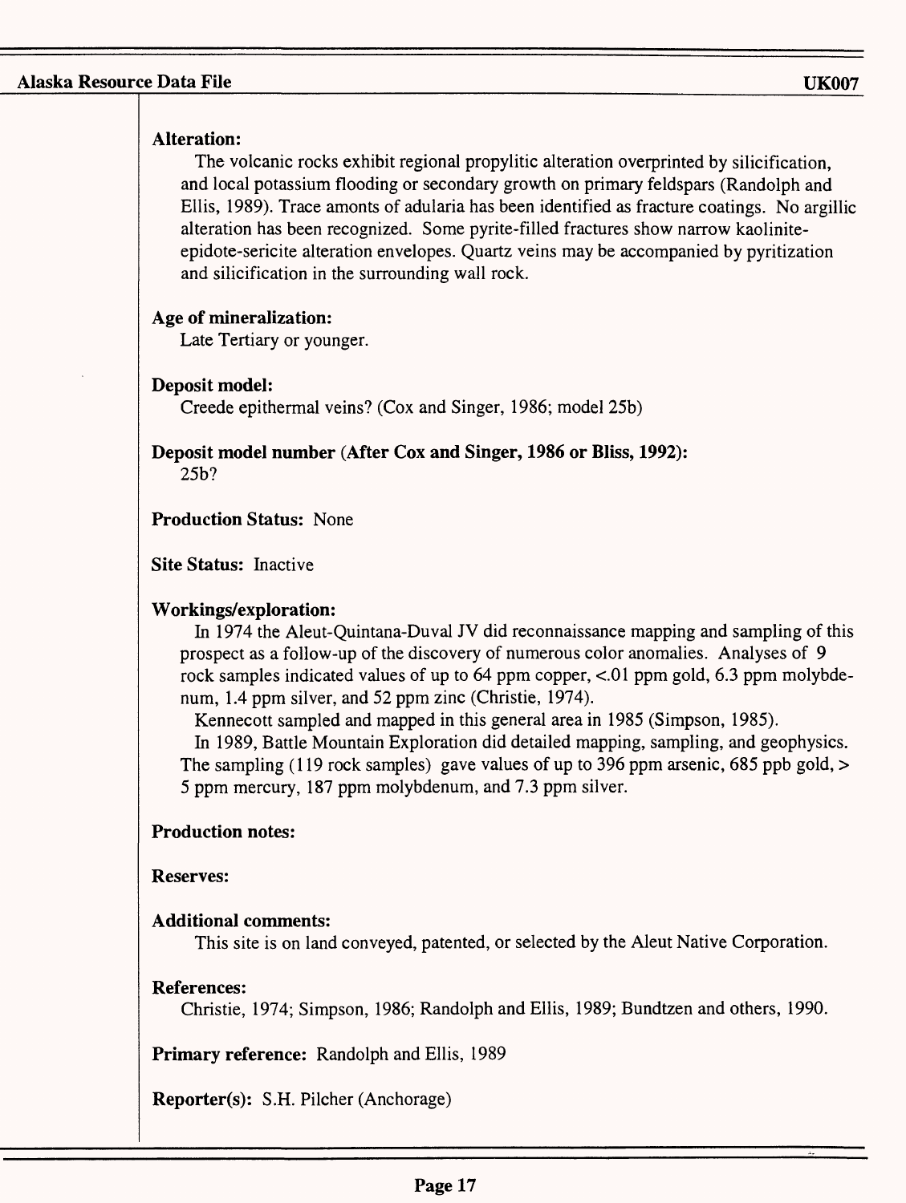**Alteration:**

The volcanic rocks exhibit regional propylitic alteration overprinted by silicification, and local potassium flooding or secondary growth on primary feldspars (Randolph and Ellis, 1989). Trace amonts of adularia has been identified as fracture coatings. No argillic alteration has been recognized. Some pyrite-filled fractures show narrow kaolinite-epidote-sericite alteration envelopes. Quartz veins may be accompanied by pyritization and silicification in the surrounding wall rock.

**Age of mineralization:**

Late Tertiary or younger.

**Deposit model:**

Creede epithermal veins? (Cox and Singer, 1986; model 25b)

**Deposit model number (After Cox and Singer, 1986 or Bliss, 1992):**

25b?

**Production Status:** None

**Site Status:** Inactive

**Workings/exploration:**

In 1974 the Aleut-Quintana-Duval JV did reconnaissance mapping and sampling of this prospect as a follow-up of the discovery of numerous color anomalies. Analyses of 9 rock samples indicated values of up to 64 ppm copper, <.01 ppm gold, 6.3 ppm molybdenum, 1.4 ppm silver, and 52 ppm zinc (Christie, 1974).

Kennecott sampled and mapped in this general area in 1985 (Simpson, 1985).

In 1989, Battle Mountain Exploration did detailed mapping, sampling, and geophysics. The sampling (119 rock samples) gave values of up to 396 ppm arsenic, 685 ppb gold, > 5 ppm mercury, 187 ppm molybdenum, and 7.3 ppm silver.

**Production notes:**

**Reserves:**

**Additional comments:**

This site is on land conveyed, patented, or selected by the Aleut Native Corporation.

**References:**

Christie, 1974; Simpson, 1986; Randolph and Ellis, 1989; Bundtzen and others, 1990.

**Primary reference:** Randolph and Ellis, 1989

**Reporter(s):** S.H. Pilcher (Anchorage)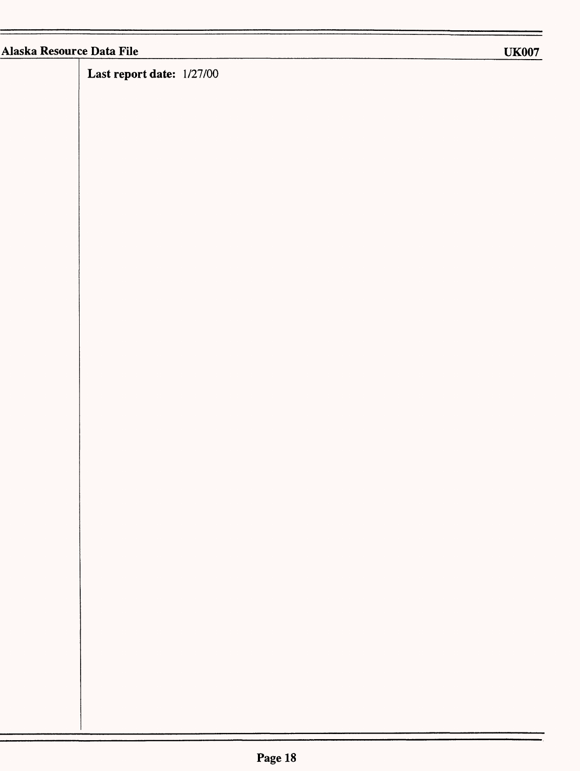**Last report date:** 1/27/00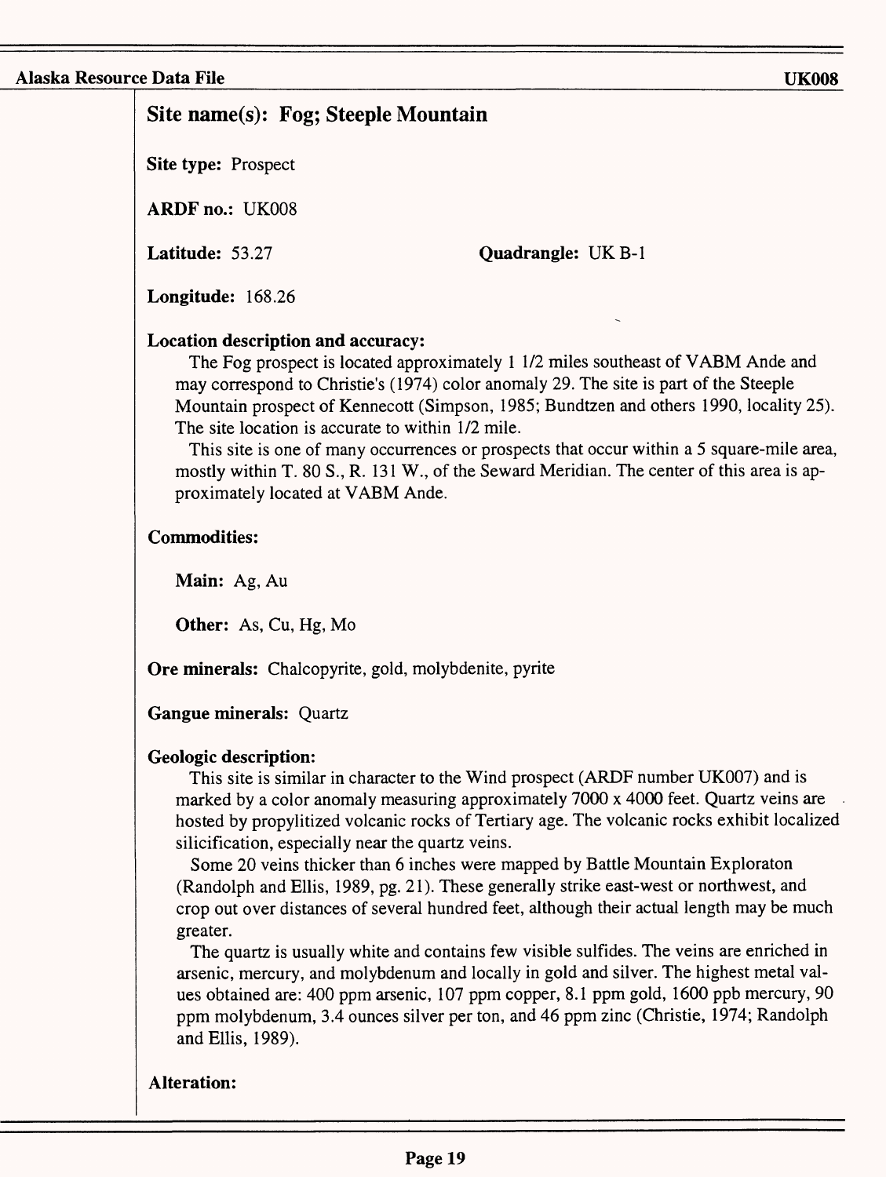## Site name(s): Fog; Steeple Mountain

**Site type:** Prospect

**ARDF no.:** UK008

**Latitude:** 53.27

**Quadrangle:** UK B-1

**Longitude:** 168.26

**Location description and accuracy:**

The Fog prospect is located approximately 1 1/2 miles southeast of VABM Ande and may correspond to Christie's (1974) color anomaly 29. The site is part of the Steeple Mountain prospect of Kennecott (Simpson, 1985; Bundtzen and others 1990, locality 25). The site location is accurate to within 1/2 mile.

This site is one of many occurrences or prospects that occur within a 5 square-mile area, mostly within T. 80 S., R. 131 W., of the Seward Meridian. The center of this area is approximately located at VABM Ande.

**Commodities:**

**Main:** Ag, Au

**Other:** As, Cu, Hg, Mo

**Ore minerals:** Chalcopyrite, gold, molybdenite, pyrite

**Gangue minerals:** Quartz

**Geologic description:**

This site is similar in character to the Wind prospect (ARDF number UK007) and is marked by a color anomaly measuring approximately 7000 x 4000 feet. Quartz veins are hosted by propylitized volcanic rocks of Tertiary age. The volcanic rocks exhibit localized silicification, especially near the quartz veins.

Some 20 veins thicker than 6 inches were mapped by Battle Mountain Exploraton (Randolph and Ellis, 1989, pg. 21). These generally strike east-west or northwest, and crop out over distances of several hundred feet, although their actual length may be much greater.

The quartz is usually white and contains few visible sulfides. The veins are enriched in arsenic, mercury, and molybdenum and locally in gold and silver. The highest metal values obtained are: 400 ppm arsenic, 107 ppm copper, 8.1 ppm gold, 1600 ppb mercury, 90 ppm molybdenum, 3.4 ounces silver per ton, and 46 ppm zinc (Christie, 1974; Randolph and Ellis, 1989).

**Alteration:**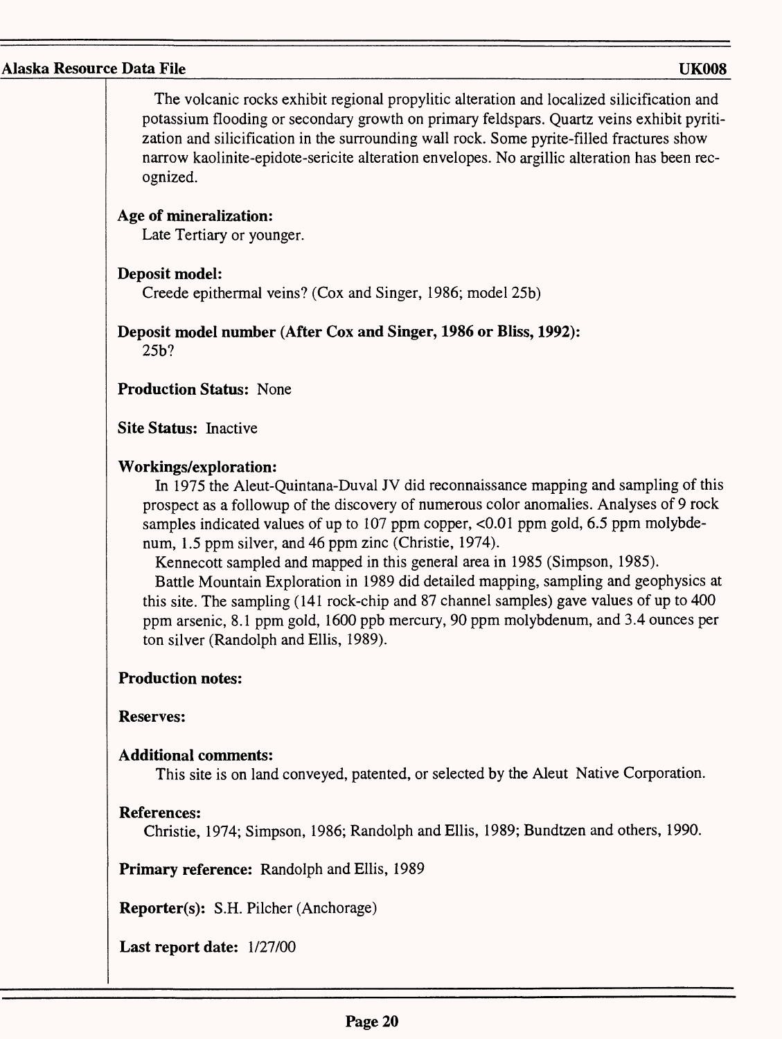The volcanic rocks exhibit regional propylitic alteration and localized silicification and potassium flooding or secondary growth on primary feldspars. Quartz veins exhibit pyritization and silicification in the surrounding wall rock. Some pyrite-filled fractures show narrow kaolinite-epidote-sericite alteration envelopes. No argillic alteration has been recognized.

**Age of mineralization:**
Late Tertiary or younger.

**Deposit model:**
Creede epithermal veins? (Cox and Singer, 1986; model 25b)

**Deposit model number (After Cox and Singer, 1986 or Bliss, 1992):**
25b?

**Production Status:** None

**Site Status:** Inactive

**Workings/exploration:**

In 1975 the Aleut-Quintana-Duval JV did reconnaissance mapping and sampling of this prospect as a followup of the discovery of numerous color anomalies. Analyses of 9 rock samples indicated values of up to 107 ppm copper, <0.01 ppm gold, 6.5 ppm molybdenum, 1.5 ppm silver, and 46 ppm zinc (Christie, 1974).

Kennecott sampled and mapped in this general area in 1985 (Simpson, 1985).

Battle Mountain Exploration in 1989 did detailed mapping, sampling and geophysics at this site. The sampling (141 rock-chip and 87 channel samples) gave values of up to 400 ppm arsenic, 8.1 ppm gold, 1600 ppb mercury, 90 ppm molybdenum, and 3.4 ounces per ton silver (Randolph and Ellis, 1989).

**Production notes:**

**Reserves:**

**Additional comments:**

This site is on land conveyed, patented, or selected by the Aleut Native Corporation.

**References:**
Christie, 1974; Simpson, 1986; Randolph and Ellis, 1989; Bundtzen and others, 1990.

**Primary reference:** Randolph and Ellis, 1989

**Reporter(s):** S.H. Pilcher (Anchorage)

**Last report date:** 1/27/00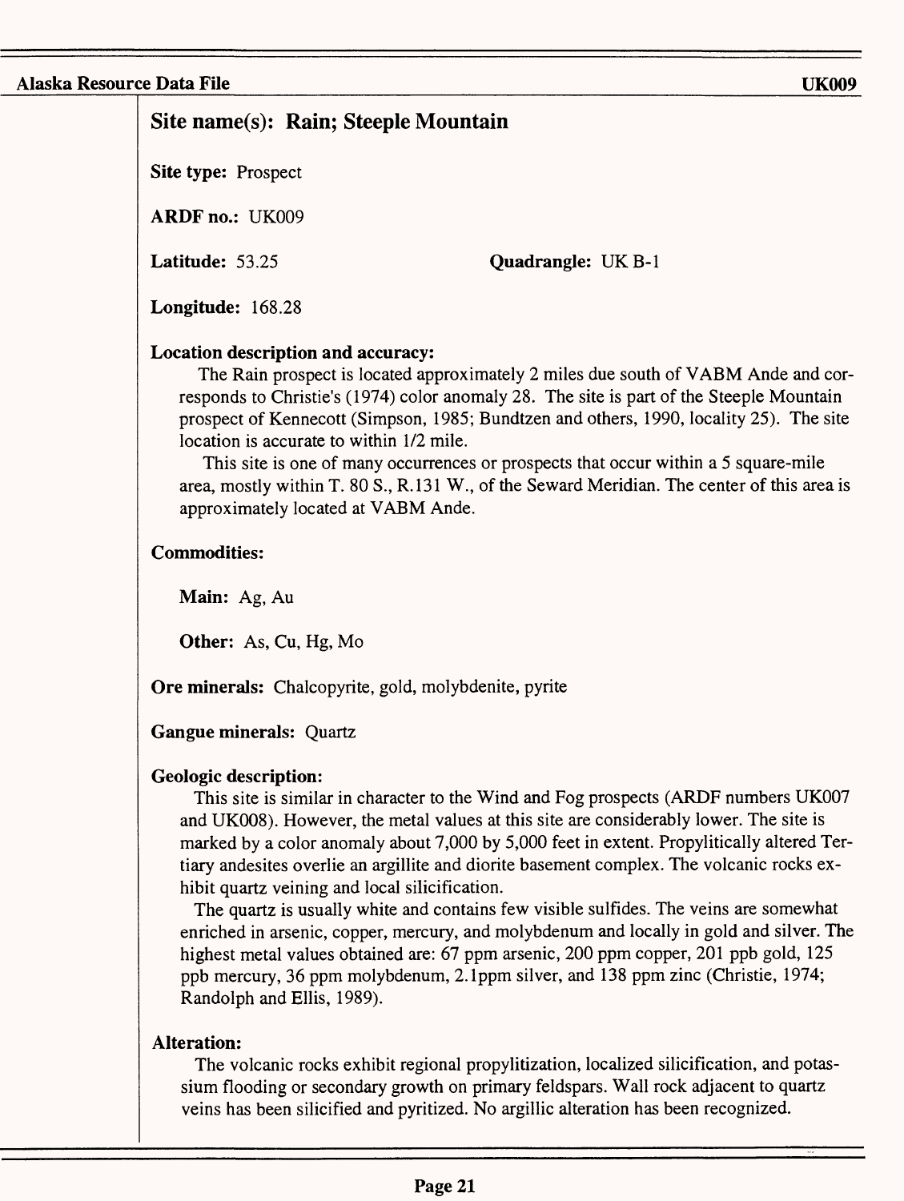## Site name(s): Rain; Steeple Mountain

**Site type:** Prospect

**ARDF no.:** UK009

**Latitude:** 53.25 **Quadrangle:** UK B-1

**Longitude:** 168.28

**Location description and accuracy:**

The Rain prospect is located approximately 2 miles due south of VABM Ande and corresponds to Christie's (1974) color anomaly 28. The site is part of the Steeple Mountain prospect of Kennecott (Simpson, 1985; Bundtzen and others, 1990, locality 25). The site location is accurate to within 1/2 mile.

This site is one of many occurrences or prospects that occur within a 5 square-mile area, mostly within T. 80 S., R.131 W., of the Seward Meridian. The center of this area is approximately located at VABM Ande.

**Commodities:**

**Main:** Ag, Au

**Other:** As, Cu, Hg, Mo

**Ore minerals:** Chalcopyrite, gold, molybdenite, pyrite

**Gangue minerals:** Quartz

**Geologic description:**

This site is similar in character to the Wind and Fog prospects (ARDF numbers UK007 and UK008). However, the metal values at this site are considerably lower. The site is marked by a color anomaly about 7,000 by 5,000 feet in extent. Propylitically altered Tertiary andesites overlie an argillite and diorite basement complex. The volcanic rocks exhibit quartz veining and local silicification.

The quartz is usually white and contains few visible sulfides. The veins are somewhat enriched in arsenic, copper, mercury, and molybdenum and locally in gold and silver. The highest metal values obtained are: 67 ppm arsenic, 200 ppm copper, 201 ppb gold, 125 ppb mercury, 36 ppm molybdenum, 2.1ppm silver, and 138 ppm zinc (Christie, 1974; Randolph and Ellis, 1989).

**Alteration:**

The volcanic rocks exhibit regional propylitization, localized silicification, and potassium flooding or secondary growth on primary feldspars. Wall rock adjacent to quartz veins has been silicified and pyritized. No argillic alteration has been recognized.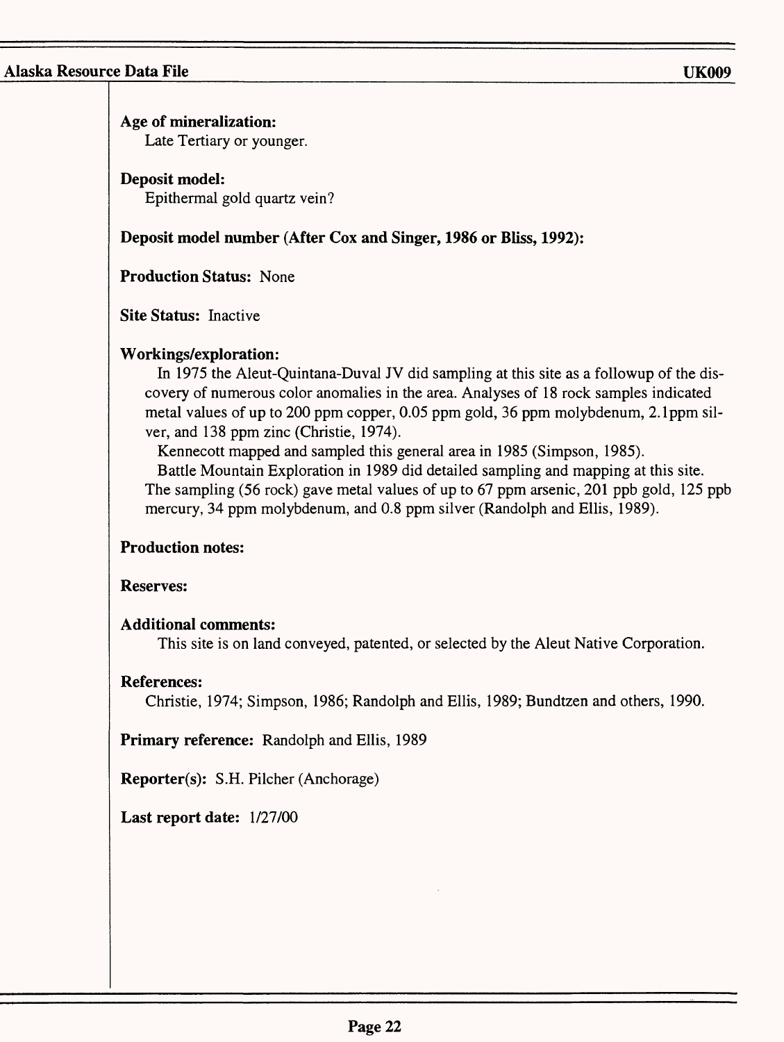**Age of mineralization:**
Late Tertiary or younger.

**Deposit model:**
Epithermal gold quartz vein?

**Deposit model number (After Cox and Singer, 1986 or Bliss, 1992):**

**Production Status:** None

**Site Status:** Inactive

**Workings/exploration:**
In 1975 the Aleut-Quintana-Duval JV did sampling at this site as a followup of the discovery of numerous color anomalies in the area. Analyses of 18 rock samples indicated metal values of up to 200 ppm copper, 0.05 ppm gold, 36 ppm molybdenum, 2.1ppm silver, and 138 ppm zinc (Christie, 1974).

Kennecott mapped and sampled this general area in 1985 (Simpson, 1985).

Battle Mountain Exploration in 1989 did detailed sampling and mapping at this site. The sampling (56 rock) gave metal values of up to 67 ppm arsenic, 201 ppb gold, 125 ppb mercury, 34 ppm molybdenum, and 0.8 ppm silver (Randolph and Ellis, 1989).

**Production notes:**

**Reserves:**

**Additional comments:**
This site is on land conveyed, patented, or selected by the Aleut Native Corporation.

**References:**
Christie, 1974; Simpson, 1986; Randolph and Ellis, 1989; Bundtzen and others, 1990.

**Primary reference:** Randolph and Ellis, 1989

**Reporter(s):** S.H. Pilcher (Anchorage)

**Last report date:** 1/27/00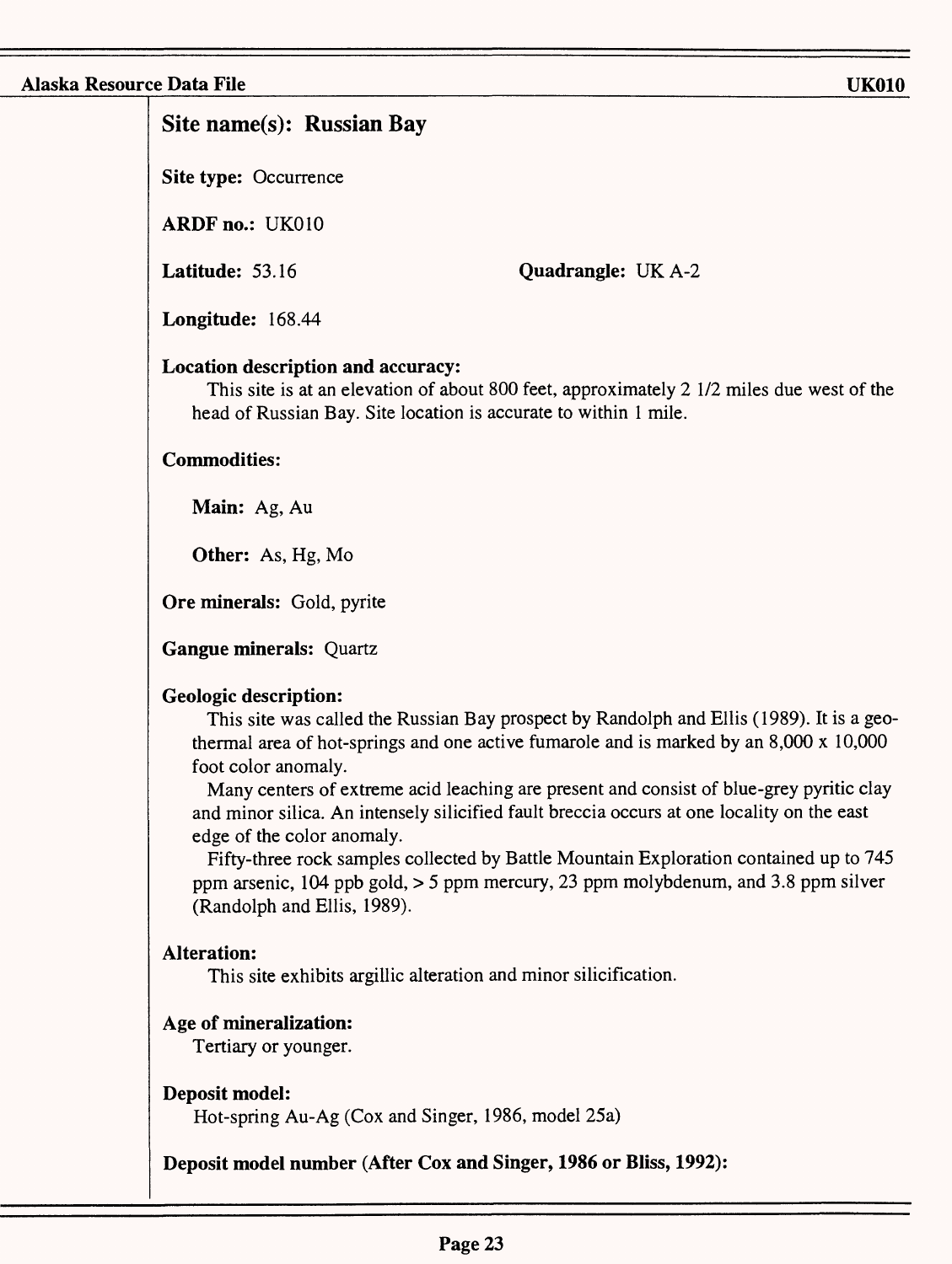## Site name(s): Russian Bay

**Site type:** Occurrence

**ARDF no.:** UK010

**Latitude:** 53.16

**Quadrangle:** UK A-2

**Longitude:** 168.44

**Location description and accuracy:**

This site is at an elevation of about 800 feet, approximately 2 1/2 miles due west of the head of Russian Bay. Site location is accurate to within 1 mile.

**Commodities:**

**Main:** Ag, Au

**Other:** As, Hg, Mo

**Ore minerals:** Gold, pyrite

**Gangue minerals:** Quartz

**Geologic description:**

This site was called the Russian Bay prospect by Randolph and Ellis (1989). It is a geothermal area of hot-springs and one active fumarole and is marked by an 8,000 x 10,000 foot color anomaly.

Many centers of extreme acid leaching are present and consist of blue-grey pyritic clay and minor silica. An intensely silicified fault breccia occurs at one locality on the east edge of the color anomaly.

Fifty-three rock samples collected by Battle Mountain Exploration contained up to 745 ppm arsenic, 104 ppb gold, > 5 ppm mercury, 23 ppm molybdenum, and 3.8 ppm silver (Randolph and Ellis, 1989).

**Alteration:**

This site exhibits argillic alteration and minor silicification.

**Age of mineralization:**

Tertiary or younger.

**Deposit model:**

Hot-spring Au-Ag (Cox and Singer, 1986, model 25a)

**Deposit model number (After Cox and Singer, 1986 or Bliss, 1992):**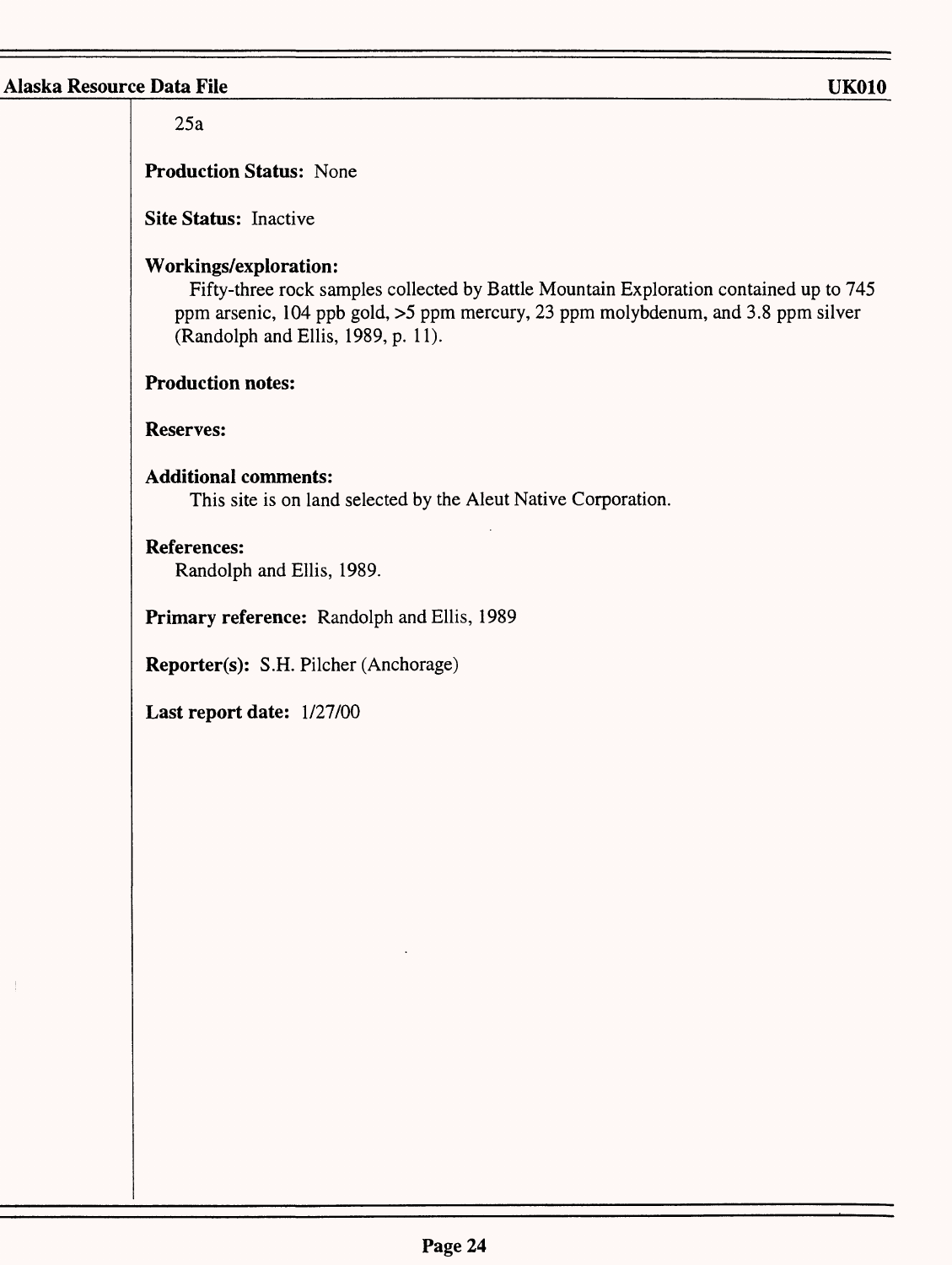25a

**Production Status:** None

**Site Status:** Inactive

**Workings/exploration:**

Fifty-three rock samples collected by Battle Mountain Exploration contained up to 745 ppm arsenic, 104 ppb gold, >5 ppm mercury, 23 ppm molybdenum, and 3.8 ppm silver (Randolph and Ellis, 1989, p. 11).

**Production notes:**

**Reserves:**

**Additional comments:**

This site is on land selected by the Aleut Native Corporation.

**References:**

Randolph and Ellis, 1989.

**Primary reference:** Randolph and Ellis, 1989

**Reporter(s):** S.H. Pilcher (Anchorage)

**Last report date:** 1/27/00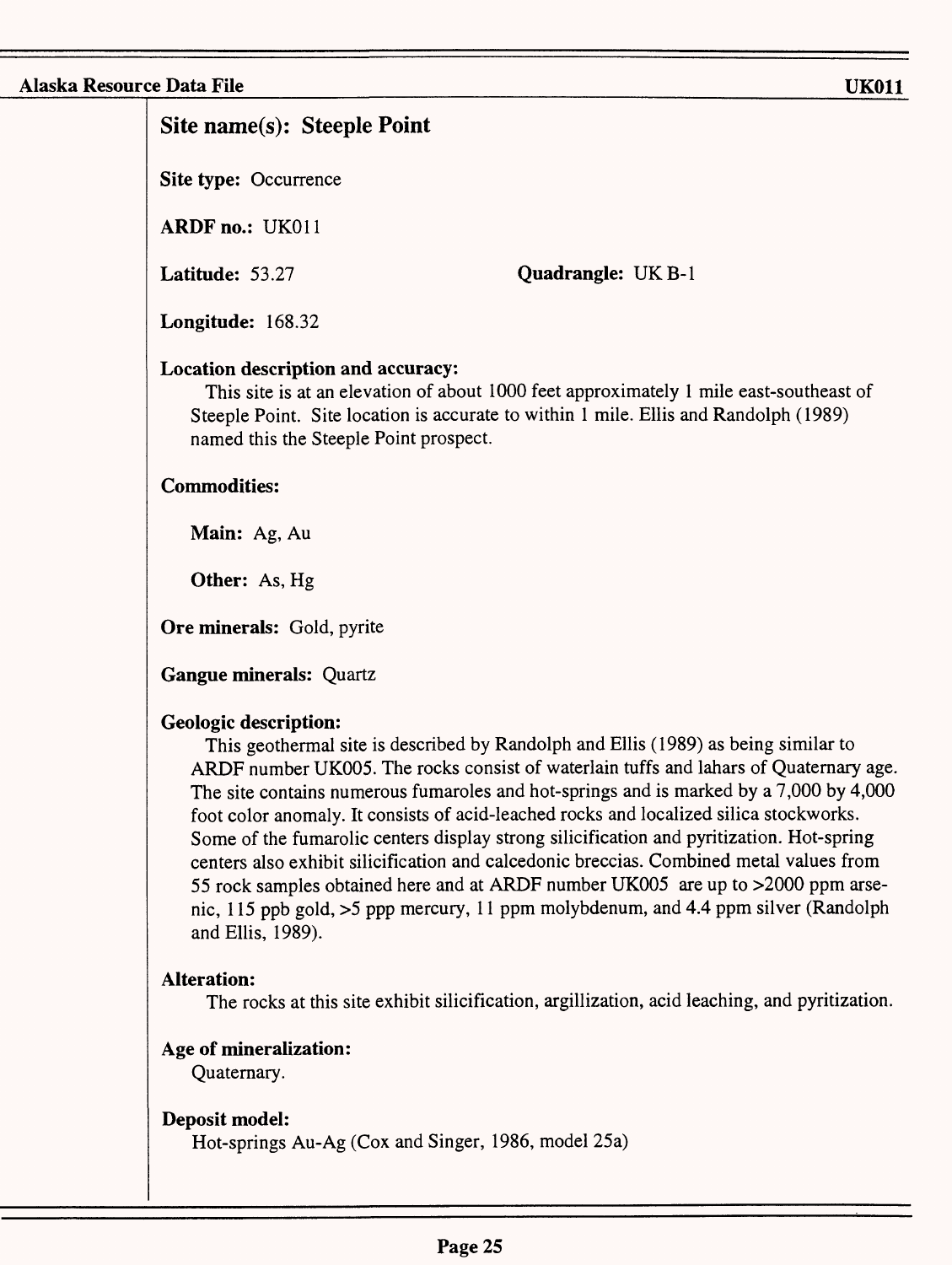## Site name(s): Steeple Point

**Site type:** Occurrence

**ARDF no.:** UK011

**Latitude:** 53.27 **Quadrangle:** UK B-1

**Longitude:** 168.32

**Location description and accuracy:**

This site is at an elevation of about 1000 feet approximately 1 mile east-southeast of Steeple Point. Site location is accurate to within 1 mile. Ellis and Randolph (1989) named this the Steeple Point prospect.

**Commodities:**

**Main:** Ag, Au

**Other:** As, Hg

**Ore minerals:** Gold, pyrite

**Gangue minerals:** Quartz

**Geologic description:**

This geothermal site is described by Randolph and Ellis (1989) as being similar to ARDF number UK005. The rocks consist of waterlain tuffs and lahars of Quaternary age. The site contains numerous fumaroles and hot-springs and is marked by a 7,000 by 4,000 foot color anomaly. It consists of acid-leached rocks and localized silica stockworks. Some of the fumarolic centers display strong silicification and pyritization. Hot-spring centers also exhibit silicification and calcedonic breccias. Combined metal values from 55 rock samples obtained here and at ARDF number UK005 are up to >2000 ppm arsenic, 115 ppb gold, >5 ppp mercury, 11 ppm molybdenum, and 4.4 ppm silver (Randolph and Ellis, 1989).

**Alteration:**

The rocks at this site exhibit silicification, argillization, acid leaching, and pyritization.

**Age of mineralization:**

Quaternary.

**Deposit model:**

Hot-springs Au-Ag (Cox and Singer, 1986, model 25a)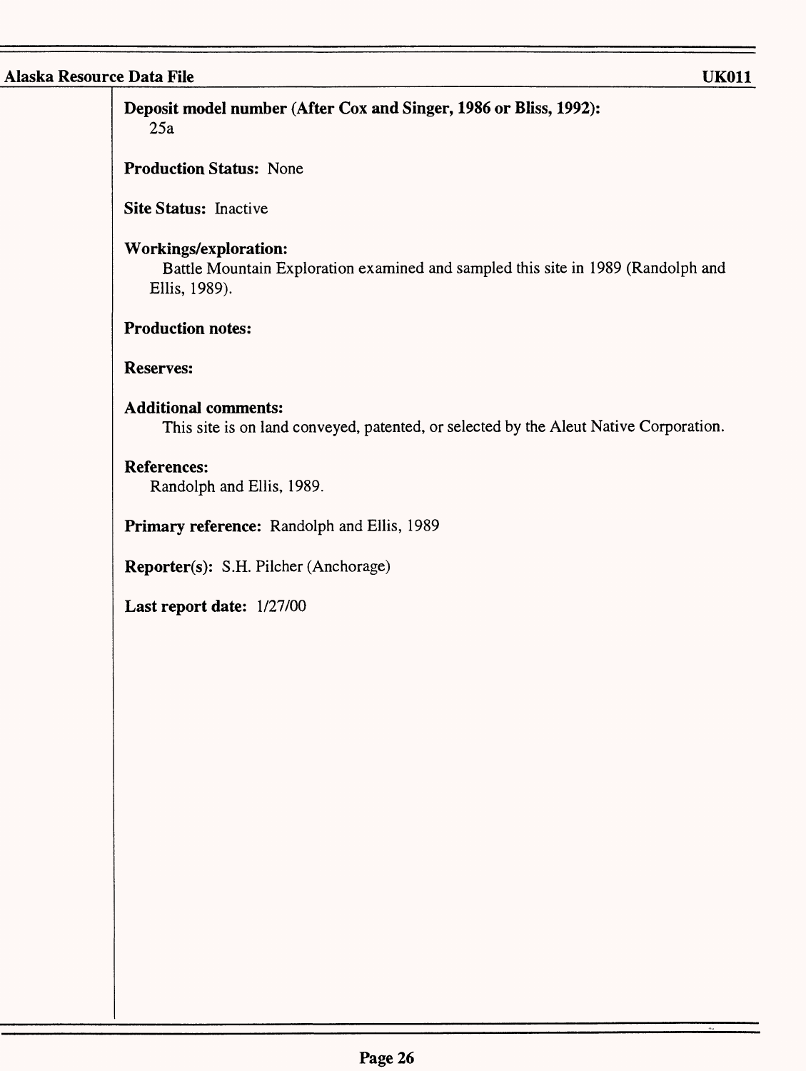**Deposit model number (After Cox and Singer, 1986 or Bliss, 1992):**
25a

**Production Status:** None

**Site Status:** Inactive

**Workings/exploration:**
Battle Mountain Exploration examined and sampled this site in 1989 (Randolph and Ellis, 1989).

**Production notes:**

**Reserves:**

**Additional comments:**
This site is on land conveyed, patented, or selected by the Aleut Native Corporation.

**References:**
Randolph and Ellis, 1989.

**Primary reference:** Randolph and Ellis, 1989

**Reporter(s):** S.H. Pilcher (Anchorage)

**Last report date:** 1/27/00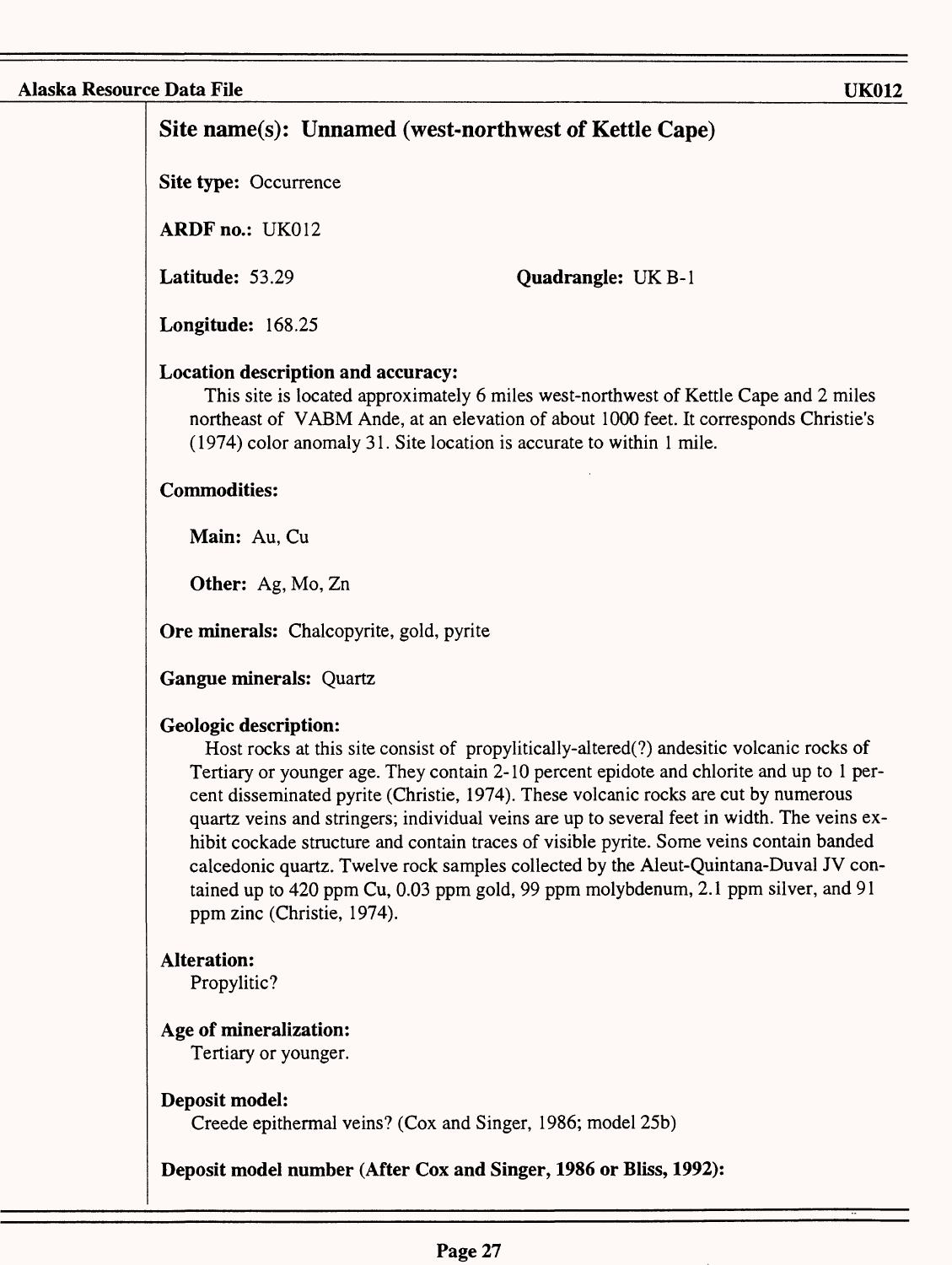## Site name(s): Unnamed (west-northwest of Kettle Cape)

**Site type:** Occurrence

**ARDF no.:** UK012

**Latitude:** 53.29

**Quadrangle:** UK B-1

**Longitude:** 168.25

**Location description and accuracy:**

This site is located approximately 6 miles west-northwest of Kettle Cape and 2 miles northeast of VABM Ande, at an elevation of about 1000 feet. It corresponds Christie's (1974) color anomaly 31. Site location is accurate to within 1 mile.

**Commodities:**

**Main:** Au, Cu

**Other:** Ag, Mo, Zn

**Ore minerals:** Chalcopyrite, gold, pyrite

**Gangue minerals:** Quartz

**Geologic description:**

Host rocks at this site consist of propylitically-altered(?) andesitic volcanic rocks of Tertiary or younger age. They contain 2-10 percent epidote and chlorite and up to 1 percent disseminated pyrite (Christie, 1974). These volcanic rocks are cut by numerous quartz veins and stringers; individual veins are up to several feet in width. The veins exhibit cockade structure and contain traces of visible pyrite. Some veins contain banded calcedonic quartz. Twelve rock samples collected by the Aleut-Quintana-Duval JV contained up to 420 ppm Cu, 0.03 ppm gold, 99 ppm molybdenum, 2.1 ppm silver, and 91 ppm zinc (Christie, 1974).

**Alteration:**

Propylitic?

**Age of mineralization:**

Tertiary or younger.

**Deposit model:**

Creede epithermal veins? (Cox and Singer, 1986; model 25b)

**Deposit model number (After Cox and Singer, 1986 or Bliss, 1992):**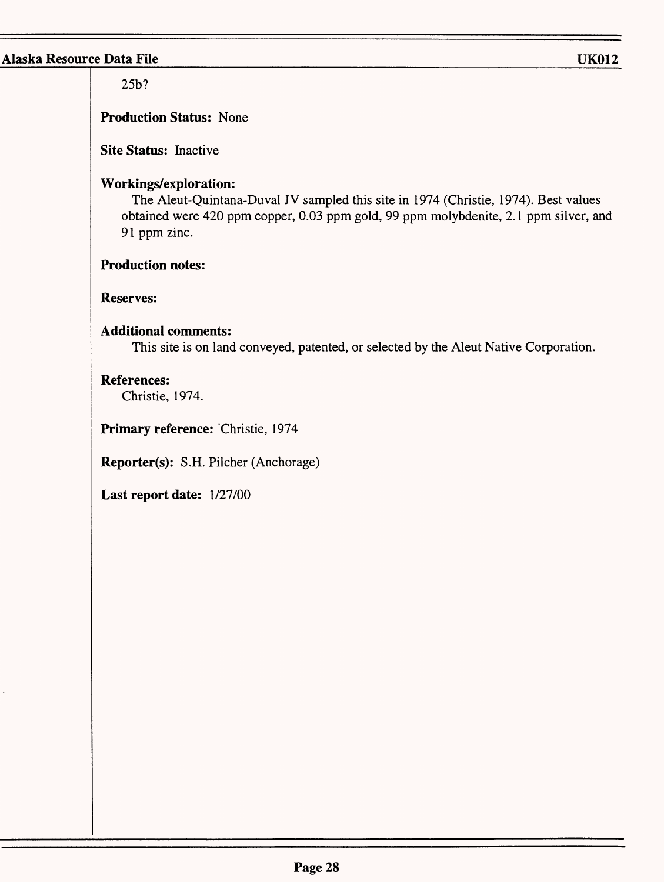25b?

**Production Status:** None

**Site Status:** Inactive

**Workings/exploration:**

The Aleut-Quintana-Duval JV sampled this site in 1974 (Christie, 1974). Best values obtained were 420 ppm copper, 0.03 ppm gold, 99 ppm molybdenite, 2.1 ppm silver, and 91 ppm zinc.

**Production notes:**

**Reserves:**

**Additional comments:**

This site is on land conveyed, patented, or selected by the Aleut Native Corporation.

**References:**

Christie, 1974.

**Primary reference:** Christie, 1974

**Reporter(s):** S.H. Pilcher (Anchorage)

**Last report date:** 1/27/00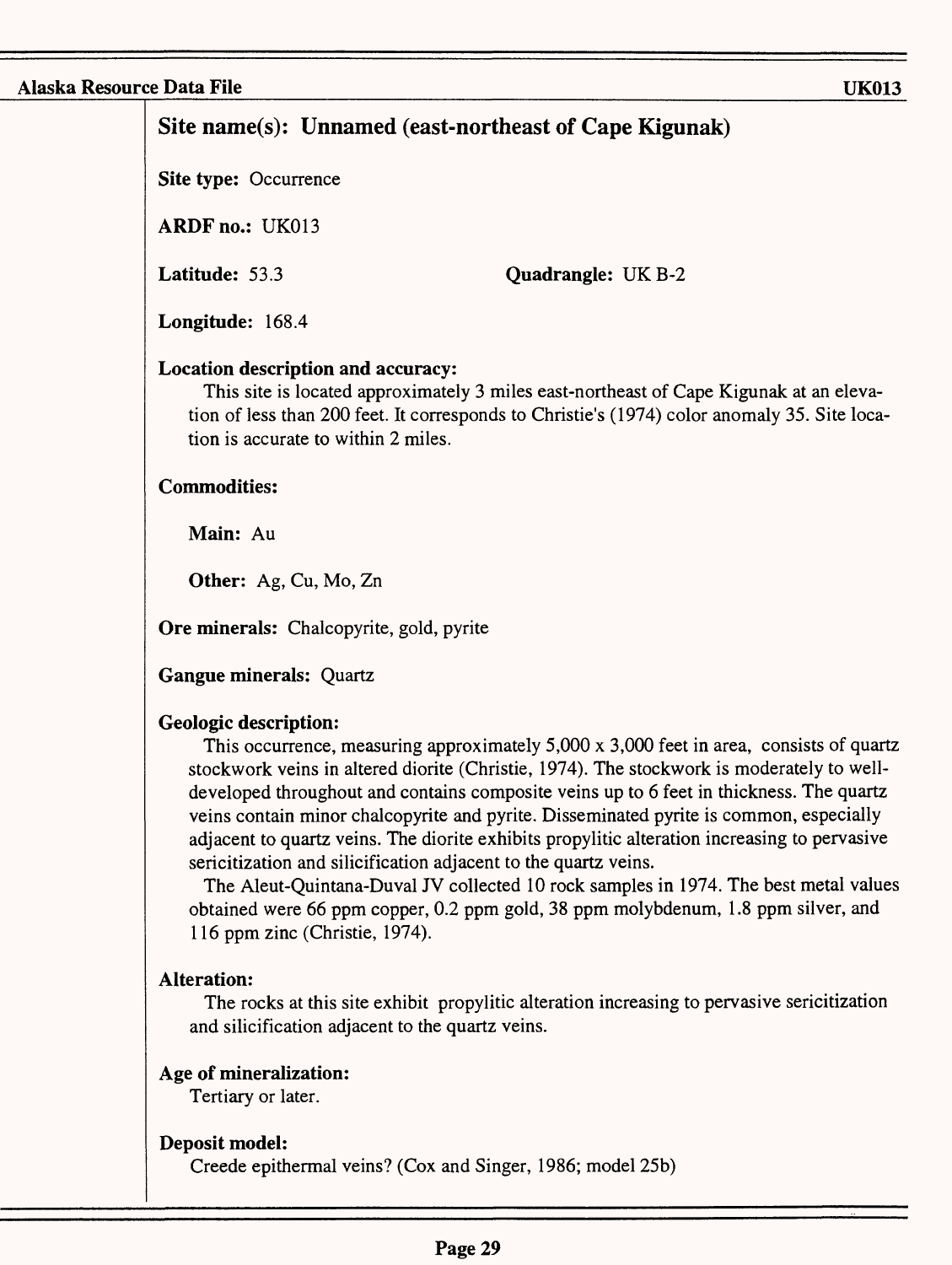## Site name(s): Unnamed (east-northeast of Cape Kigunak)

**Site type:** Occurrence

**ARDF no.:** UK013

**Latitude:** 53.3 **Quadrangle:** UK B-2

**Longitude:** 168.4

**Location description and accuracy:**

This site is located approximately 3 miles east-northeast of Cape Kigunak at an elevation of less than 200 feet. It corresponds to Christie's (1974) color anomaly 35. Site location is accurate to within 2 miles.

**Commodities:**

**Main:** Au

**Other:** Ag, Cu, Mo, Zn

**Ore minerals:** Chalcopyrite, gold, pyrite

**Gangue minerals:** Quartz

**Geologic description:**

This occurrence, measuring approximately 5,000 x 3,000 feet in area, consists of quartz stockwork veins in altered diorite (Christie, 1974). The stockwork is moderately to well-developed throughout and contains composite veins up to 6 feet in thickness. The quartz veins contain minor chalcopyrite and pyrite. Disseminated pyrite is common, especially adjacent to quartz veins. The diorite exhibits propylitic alteration increasing to pervasive sericitization and silicification adjacent to the quartz veins.

The Aleut-Quintana-Duval JV collected 10 rock samples in 1974. The best metal values obtained were 66 ppm copper, 0.2 ppm gold, 38 ppm molybdenum, 1.8 ppm silver, and 116 ppm zinc (Christie, 1974).

**Alteration:**

The rocks at this site exhibit propylitic alteration increasing to pervasive sericitization and silicification adjacent to the quartz veins.

**Age of mineralization:**

Tertiary or later.

**Deposit model:**

Creede epithermal veins? (Cox and Singer, 1986; model 25b)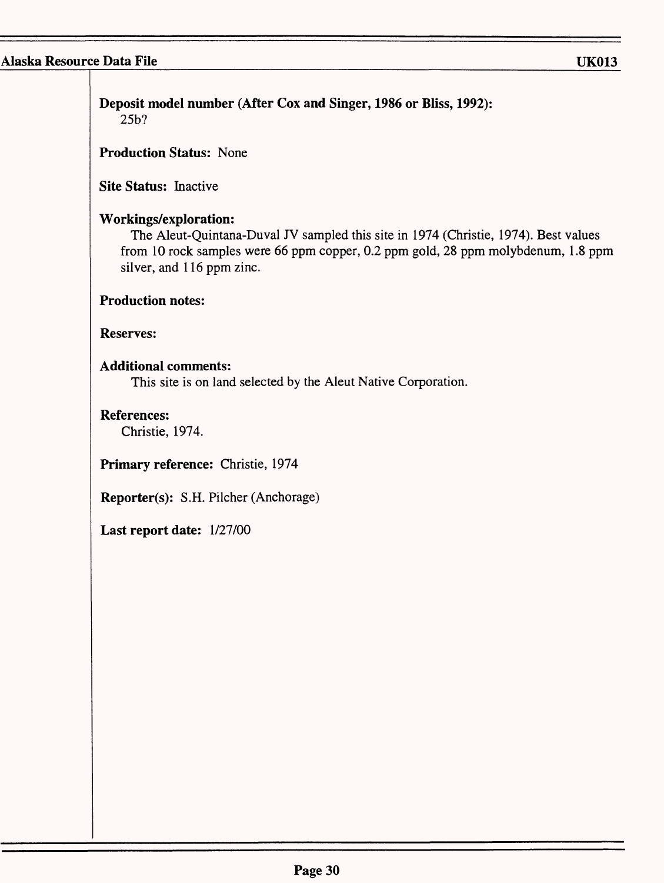**Deposit model number (After Cox and Singer, 1986 or Bliss, 1992):**
25b?

**Production Status:** None

**Site Status:** Inactive

**Workings/exploration:**
The Aleut-Quintana-Duval JV sampled this site in 1974 (Christie, 1974). Best values from 10 rock samples were 66 ppm copper, 0.2 ppm gold, 28 ppm molybdenum, 1.8 ppm silver, and 116 ppm zinc.

**Production notes:**

**Reserves:**

**Additional comments:**
This site is on land selected by the Aleut Native Corporation.

**References:**
Christie, 1974.

**Primary reference:** Christie, 1974

**Reporter(s):** S.H. Pilcher (Anchorage)

**Last report date:** 1/27/00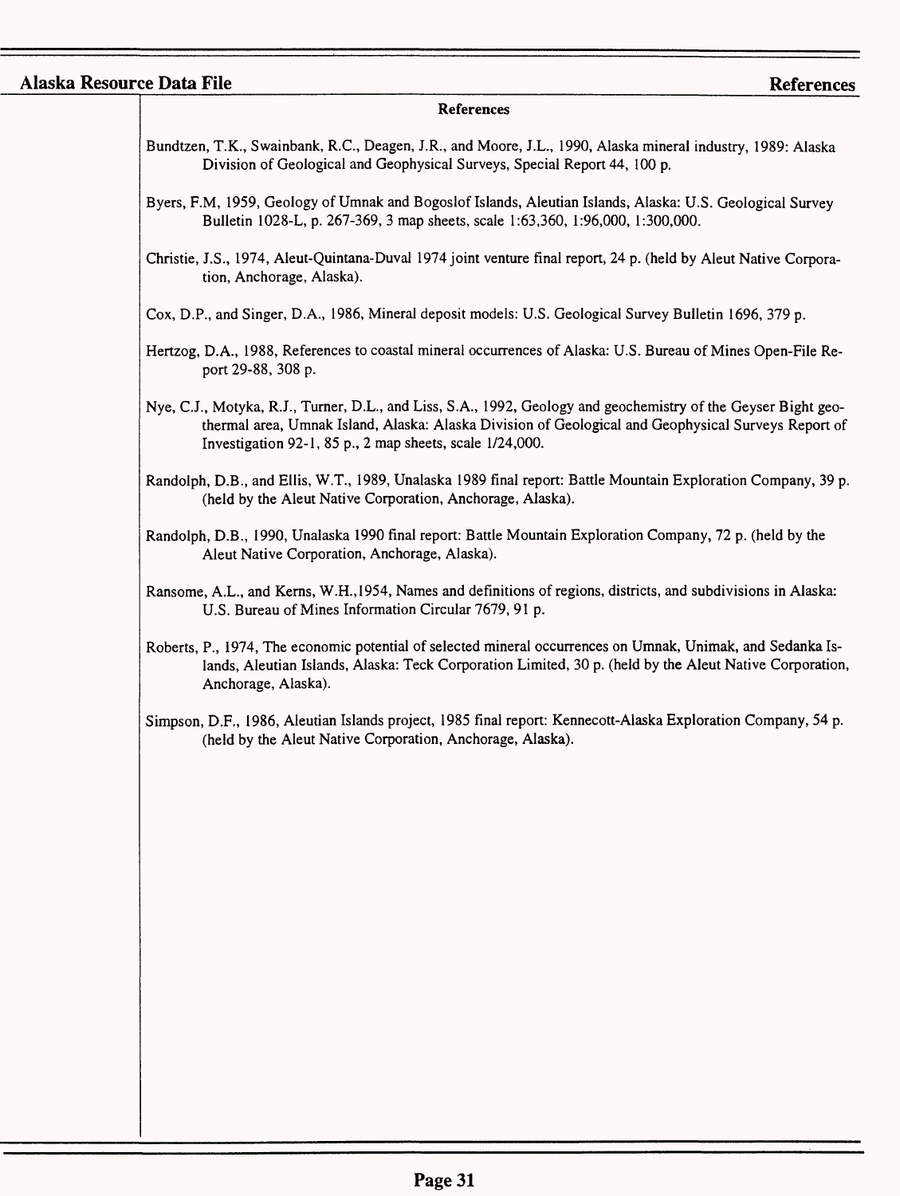## References

Bundtzen, T.K., Swainbank, R.C., Deagen, J.R., and Moore, J.L., 1990, Alaska mineral industry, 1989: Alaska Division of Geological and Geophysical Surveys, Special Report 44, 100 p.

Byers, F.M, 1959, Geology of Umnak and Bogoslof Islands, Aleutian Islands, Alaska: U.S. Geological Survey Bulletin 1028-L, p. 267-369, 3 map sheets, scale 1:63,360, 1:96,000, 1:300,000.

Christie, J.S., 1974, Aleut-Quintana-Duval 1974 joint venture final report, 24 p. (held by Aleut Native Corporation, Anchorage, Alaska).

Cox, D.P., and Singer, D.A., 1986, Mineral deposit models: U.S. Geological Survey Bulletin 1696, 379 p.

Hertzog, D.A., 1988, References to coastal mineral occurrences of Alaska: U.S. Bureau of Mines Open-File Report 29-88, 308 p.

Nye, C.J., Motyka, R.J., Turner, D.L., and Liss, S.A., 1992, Geology and geochemistry of the Geyser Bight geothermal area, Umnak Island, Alaska: Alaska Division of Geological and Geophysical Surveys Report of Investigation 92-1, 85 p., 2 map sheets, scale 1/24,000.

Randolph, D.B., and Ellis, W.T., 1989, Unalaska 1989 final report: Battle Mountain Exploration Company, 39 p. (held by the Aleut Native Corporation, Anchorage, Alaska).

Randolph, D.B., 1990, Unalaska 1990 final report: Battle Mountain Exploration Company, 72 p. (held by the Aleut Native Corporation, Anchorage, Alaska).

Ransome, A.L., and Kerns, W.H.,1954, Names and definitions of regions, districts, and subdivisions in Alaska: U.S. Bureau of Mines Information Circular 7679, 91 p.

Roberts, P., 1974, The economic potential of selected mineral occurrences on Umnak, Unimak, and Sedanka Islands, Aleutian Islands, Alaska: Teck Corporation Limited, 30 p. (held by the Aleut Native Corporation, Anchorage, Alaska).

Simpson, D.F., 1986, Aleutian Islands project, 1985 final report: Kennecott-Alaska Exploration Company, 54 p. (held by the Aleut Native Corporation, Anchorage, Alaska).